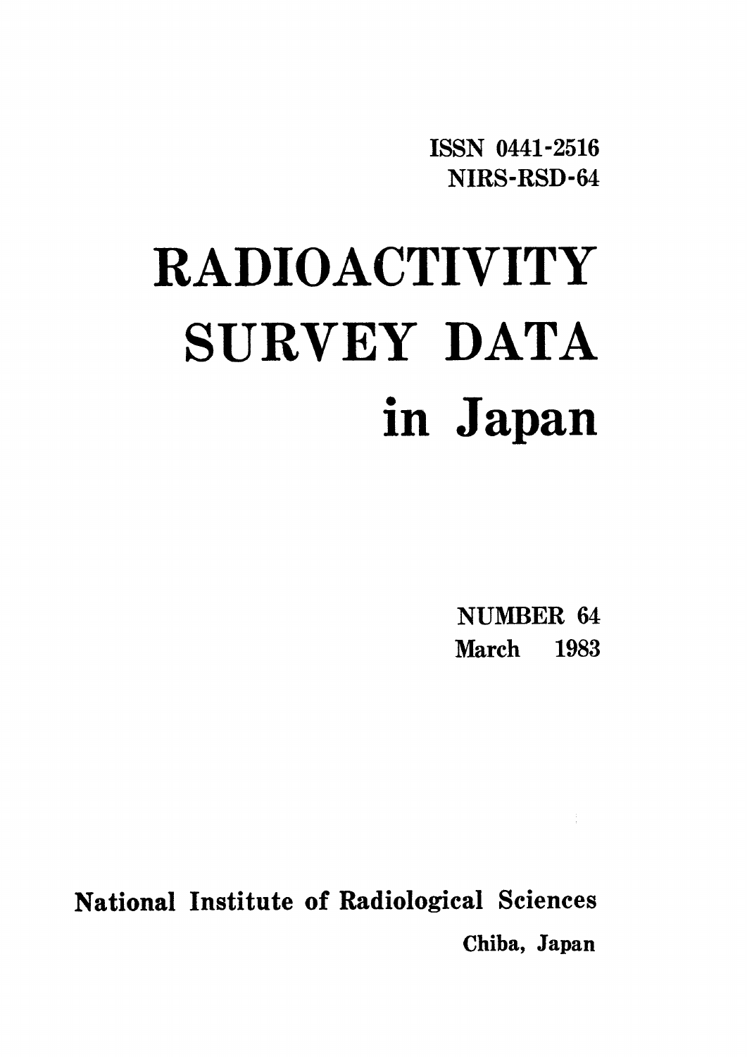ISSN 0441-2516
NIRS-RSD-64

# RADIOACTIVITY SURVEY DATA in Japan

NUMBER 64
March 1983

National Institute of Radiological Sciences
Chiba, Japan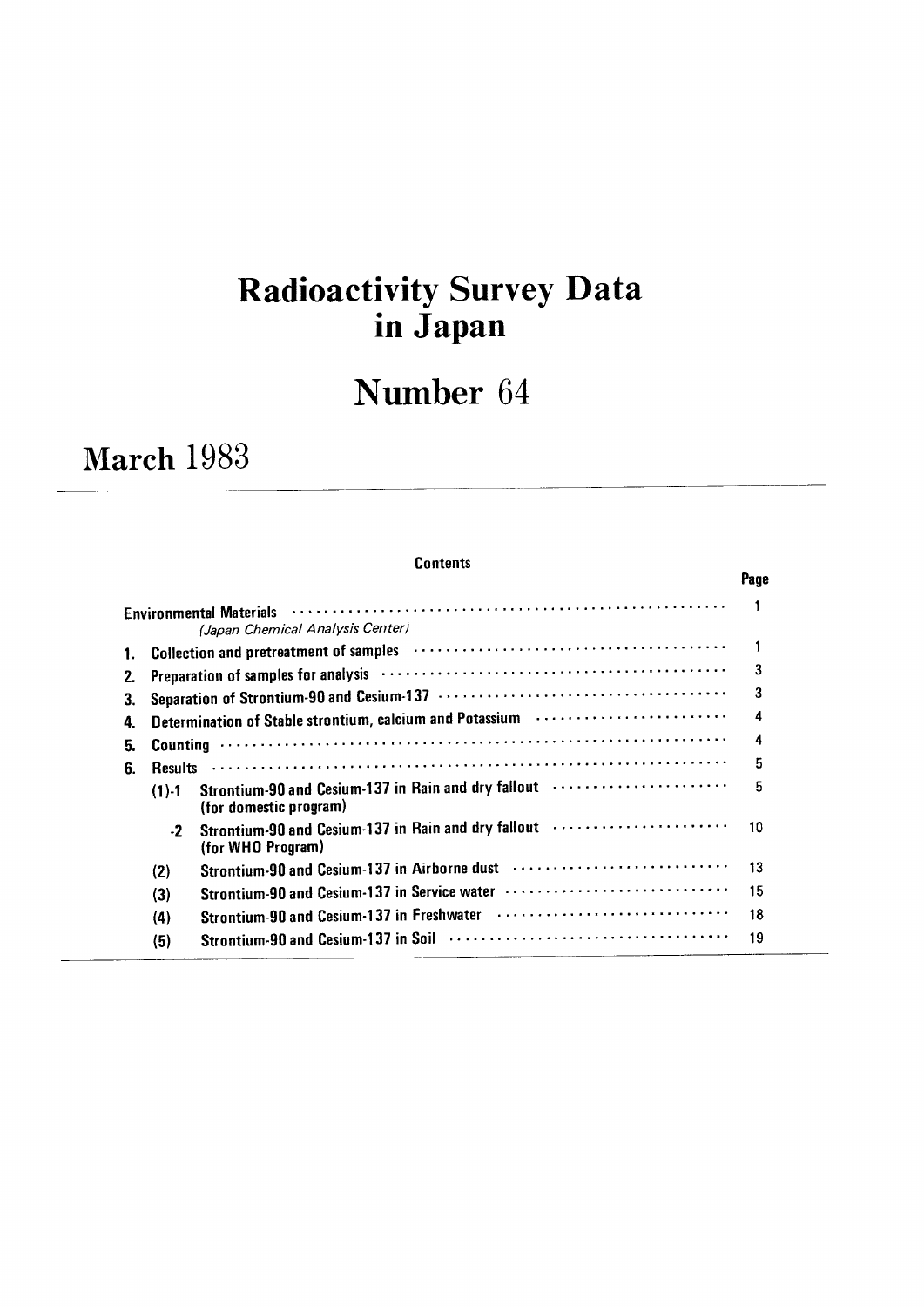# Radioactivity Survey Data in Japan

# Number 64

## March 1983

**Contents**

| | | Page |
|---|---|---|
| **Environmental Materials** *(Japan Chemical Analysis Center)* | | 1 |
| 1. | Collection and pretreatment of samples | 1 |
| 2. | Preparation of samples for analysis | 3 |
| 3. | Separation of Strontium-90 and Cesium-137 | 3 |
| 4. | Determination of Stable strontium, calcium and Potassium | 4 |
| 5. | Counting | 4 |
| 6. | Results | 5 |
| (1)-1 | Strontium-90 and Cesium-137 in Rain and dry fallout (for domestic program) | 5 |
| -2 | Strontium-90 and Cesium-137 in Rain and dry fallout (for WHO Program) | 10 |
| (2) | Strontium-90 and Cesium-137 in Airborne dust | 13 |
| (3) | Strontium-90 and Cesium-137 in Service water | 15 |
| (4) | Strontium-90 and Cesium-137 in Freshwater | 18 |
| (5) | Strontium-90 and Cesium-137 in Soil | 19 |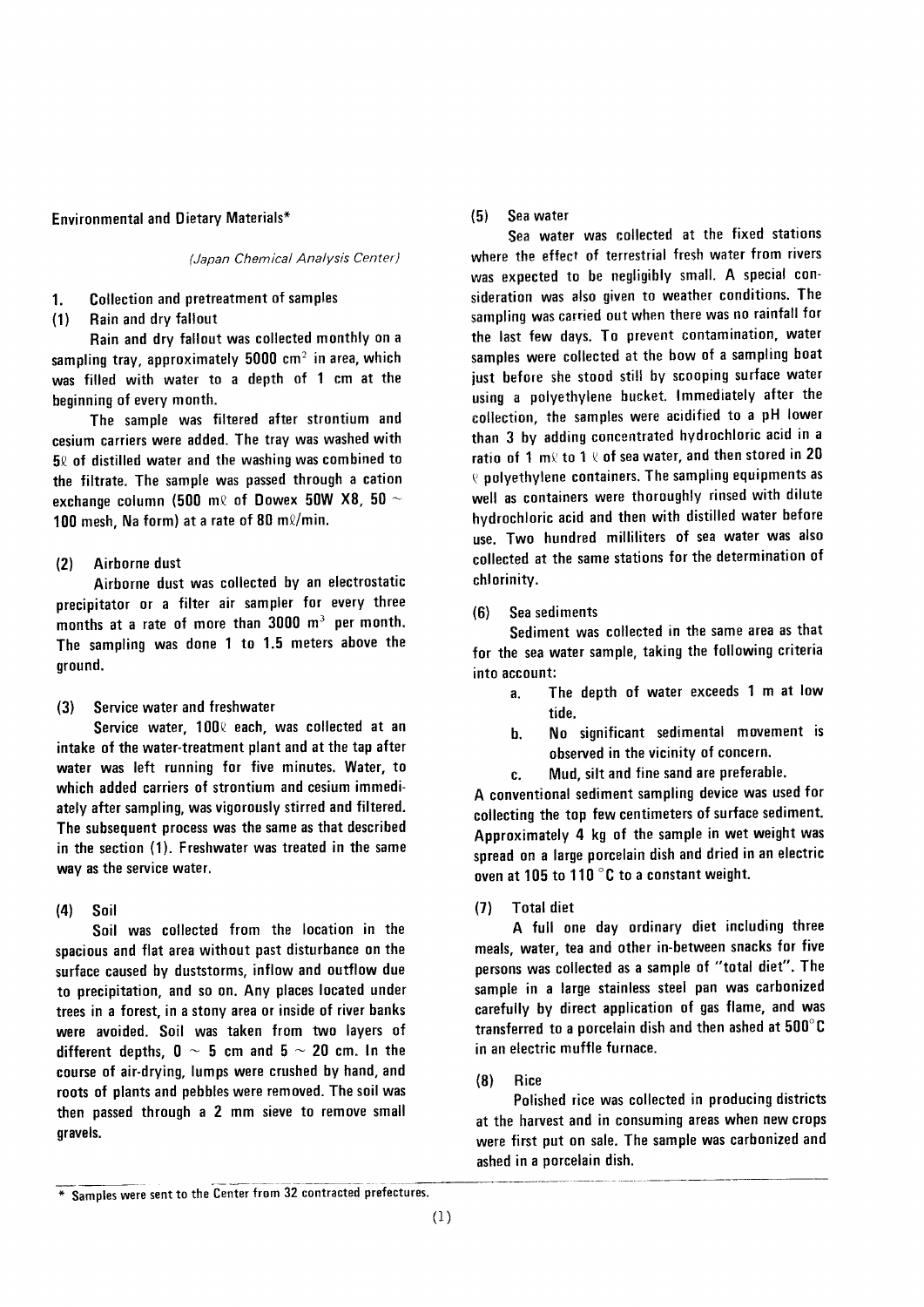## Environmental and Dietary Materials*

*(Japan Chemical Analysis Center)*

### 1. Collection and pretreatment of samples

#### (1) Rain and dry fallout

Rain and dry fallout was collected monthly on a sampling tray, approximately 5000 $cm^2$ in area, which was filled with water to a depth of 1 cm at the beginning of every month.

The sample was filtered after strontium and cesium carriers were added. The tray was washed with 5ℓ of distilled water and the washing was combined to the filtrate. The sample was passed through a cation exchange column (500 mℓ of Dowex 50W X8, 50 ~ 100 mesh, Na form) at a rate of 80 mℓ/min.

#### (2) Airborne dust

Airborne dust was collected by an electrostatic precipitator or a filter air sampler for every three months at a rate of more than 3000 $m^3$ per month. The sampling was done 1 to 1.5 meters above the ground.

#### (3) Service water and freshwater

Service water, 100ℓ each, was collected at an intake of the water-treatment plant and at the tap after water was left running for five minutes. Water, to which added carriers of strontium and cesium immediately after sampling, was vigorously stirred and filtered. The subsequent process was the same as that described in the section (1). Freshwater was treated in the same way as the service water.

#### (4) Soil

Soil was collected from the location in the spacious and flat area without past disturbance on the surface caused by duststorms, inflow and outflow due to precipitation, and so on. Any places located under trees in a forest, in a stony area or inside of river banks were avoided. Soil was taken from two layers of different depths, 0 ~ 5 cm and 5 ~ 20 cm. In the course of air-drying, lumps were crushed by hand, and roots of plants and pebbles were removed. The soil was then passed through a 2 mm sieve to remove small gravels.

#### (5) Sea water

Sea water was collected at the fixed stations where the effect of terrestrial fresh water from rivers was expected to be negligibly small. A special consideration was also given to weather conditions. The sampling was carried out when there was no rainfall for the last few days. To prevent contamination, water samples were collected at the bow of a sampling boat just before she stood still by scooping surface water using a polyethylene bucket. Immediately after the collection, the samples were acidified to a pH lower than 3 by adding concentrated hydrochloric acid in a ratio of 1 mℓ to 1 ℓ of sea water, and then stored in 20 ℓ polyethylene containers. The sampling equipments as well as containers were thoroughly rinsed with dilute hydrochloric acid and then with distilled water before use. Two hundred milliliters of sea water was also collected at the same stations for the determination of chlorinity.

#### (6) Sea sediments

Sediment was collected in the same area as that for the sea water sample, taking the following criteria into account:

a. The depth of water exceeds 1 m at low tide.
b. No significant sedimental movement is observed in the vicinity of concern.
c. Mud, silt and fine sand are preferable.

A conventional sediment sampling device was used for collecting the top few centimeters of surface sediment. Approximately 4 kg of the sample in wet weight was spread on a large porcelain dish and dried in an electric oven at 105 to 110 °C to a constant weight.

#### (7) Total diet

A full one day ordinary diet including three meals, water, tea and other in-between snacks for five persons was collected as a sample of "total diet". The sample in a large stainless steel pan was carbonized carefully by direct application of gas flame, and was transferred to a porcelain dish and then ashed at 500°C in an electric muffle furnace.

#### (8) Rice

Polished rice was collected in producing districts at the harvest and in consuming areas when new crops were first put on sale. The sample was carbonized and ashed in a porcelain dish.

---

\* Samples were sent to the Center from 32 contracted prefectures.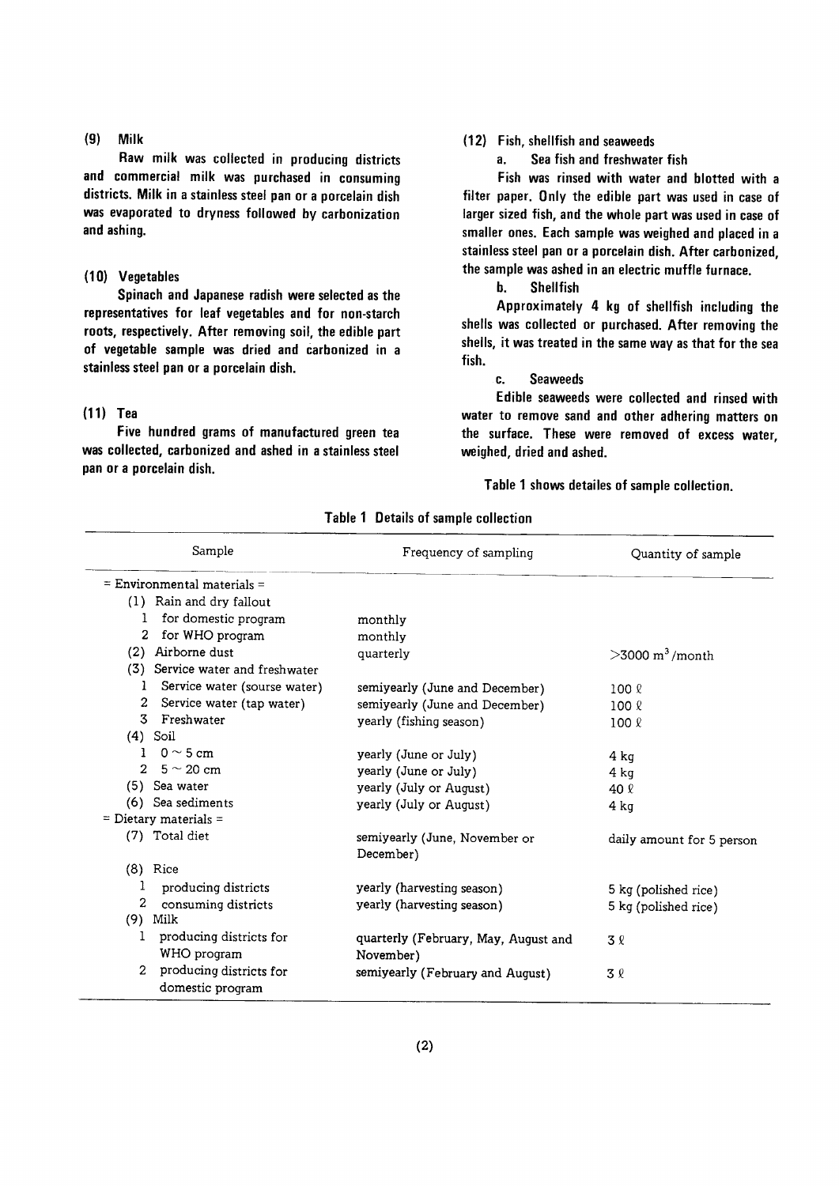### (9) Milk

Raw milk was collected in producing districts and commercial milk was purchased in consuming districts. Milk in a stainless steel pan or a porcelain dish was evaporated to dryness followed by carbonization and ashing.

### (10) Vegetables

Spinach and Japanese radish were selected as the representatives for leaf vegetables and for non-starch roots, respectively. After removing soil, the edible part of vegetable sample was dried and carbonized in a stainless steel pan or a porcelain dish.

### (11) Tea

Five hundred grams of manufactured green tea was collected, carbonized and ashed in a stainless steel pan or a porcelain dish.

### (12) Fish, shellfish and seaweeds

a. Sea fish and freshwater fish

Fish was rinsed with water and blotted with a filter paper. Only the edible part was used in case of larger sized fish, and the whole part was used in case of smaller ones. Each sample was weighed and placed in a stainless steel pan or a porcelain dish. After carbonized, the sample was ashed in an electric muffle furnace.

b. Shellfish

Approximately 4 kg of shellfish including the shells was collected or purchased. After removing the shells, it was treated in the same way as that for the sea fish.

c. Seaweeds

Edible seaweeds were collected and rinsed with water to remove sand and other adhering matters on the surface. These were removed of excess water, weighed, dried and ashed.

Table 1 shows detailes of sample collection.

Table 1 Details of sample collection

| Sample | Frequency of sampling | Quantity of sample |
|---|---|---|
| = Environmental materials = | | |
| (1) Rain and dry fallout | | |
| 1 for domestic program | monthly | |
| 2 for WHO program | monthly | |
| (2) Airborne dust | quarterly | >3000 m$^3$ /month |
| (3) Service water and freshwater | | |
| 1 Service water (sourse water) | semiyearly (June and December) | 100 ℓ |
| 2 Service water (tap water) | semiyearly (June and December) | 100 ℓ |
| 3 Freshwater | yearly (fishing season) | 100 ℓ |
| (4) Soil | | |
| 1 0 ~ 5 cm | yearly (June or July) | 4 kg |
| 2 5 ~ 20 cm | yearly (June or July) | 4 kg |
| (5) Sea water | yearly (July or August) | 40 ℓ |
| (6) Sea sediments | yearly (July or August) | 4 kg |
| = Dietary materials = | | |
| (7) Total diet | semiyearly (June, November or December) | daily amount for 5 person |
| (8) Rice | | |
| 1 producing districts | yearly (harvesting season) | 5 kg (polished rice) |
| 2 consuming districts | yearly (harvesting season) | 5 kg (polished rice) |
| (9) Milk | | |
| 1 producing districts for WHO program | quarterly (February, May, August and November) | 3 ℓ |
| 2 producing districts for domestic program | semiyearly (February and August) | 3 ℓ |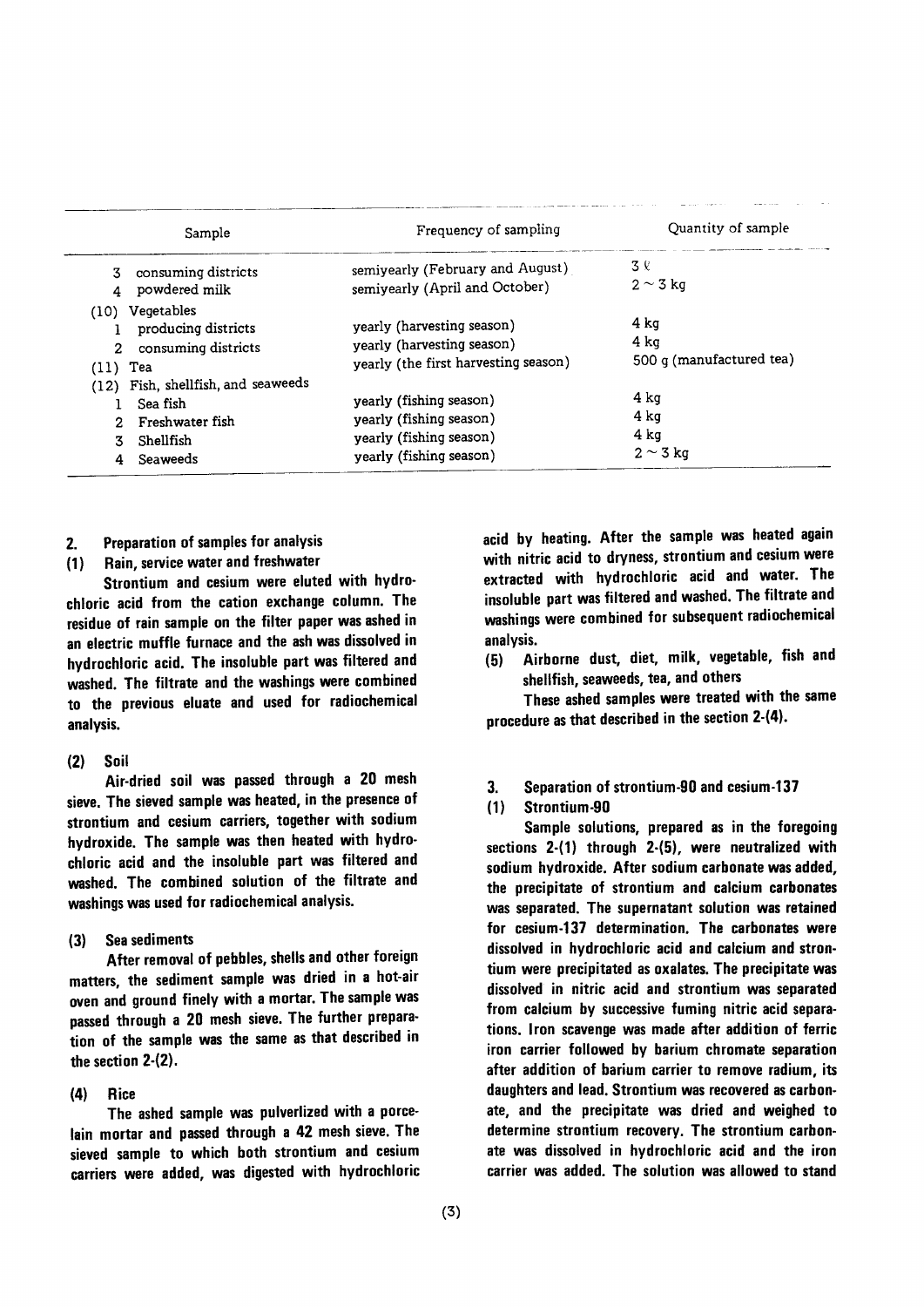| Sample | Frequency of sampling | Quantity of sample |
|---|---|---|
| 3 consuming districts | semiyearly (February and August) | 3 ℓ |
| 4 powdered milk | semiyearly (April and October) | 2 ~ 3 kg |
| (10) Vegetables | | |
| 1 producing districts | yearly (harvesting season) | 4 kg |
| 2 consuming districts | yearly (harvesting season) | 4 kg |
| (11) Tea | yearly (the first harvesting season) | 500 g (manufactured tea) |
| (12) Fish, shellfish, and seaweeds | | |
| 1 Sea fish | yearly (fishing season) | 4 kg |
| 2 Freshwater fish | yearly (fishing season) | 4 kg |
| 3 Shellfish | yearly (fishing season) | 4 kg |
| 4 Seaweeds | yearly (fishing season) | 2 ~ 3 kg |

## 2. Preparation of samples for analysis

### (1) Rain, service water and freshwater

Strontium and cesium were eluted with hydrochloric acid from the cation exchange column. The residue of rain sample on the filter paper was ashed in an electric muffle furnace and the ash was dissolved in hydrochloric acid. The insoluble part was filtered and washed. The filtrate and the washings were combined to the previous eluate and used for radiochemical analysis.

### (2) Soil

Air-dried soil was passed through a 20 mesh sieve. The sieved sample was heated, in the presence of strontium and cesium carriers, together with sodium hydroxide. The sample was then heated with hydrochloric acid and the insoluble part was filtered and washed. The combined solution of the filtrate and washings was used for radiochemical analysis.

### (3) Sea sediments

After removal of pebbles, shells and other foreign matters, the sediment sample was dried in a hot-air oven and ground finely with a mortar. The sample was passed through a 20 mesh sieve. The further preparation of the sample was the same as that described in the section 2-(2).

### (4) Rice

The ashed sample was pulverlized with a porcelain mortar and passed through a 42 mesh sieve. The sieved sample to which both strontium and cesium carriers were added, was digested with hydrochloric acid by heating. After the sample was heated again with nitric acid to dryness, strontium and cesium were extracted with hydrochloric acid and water. The insoluble part was filtered and washed. The filtrate and washings were combined for subsequent radiochemical analysis.

### (5) Airborne dust, diet, milk, vegetable, fish and shellfish, seaweeds, tea, and others

These ashed samples were treated with the same procedure as that described in the section 2-(4).

## 3. Separation of strontium-90 and cesium-137

### (1) Strontium-90

Sample solutions, prepared as in the foregoing sections 2-(1) through 2-(5), were neutralized with sodium hydroxide. After sodium carbonate was added, the precipitate of strontium and calcium carbonates was separated. The supernatant solution was retained for cesium-137 determination. The carbonates were dissolved in hydrochloric acid and calcium and strontium were precipitated as oxalates. The precipitate was dissolved in nitric acid and strontium was separated from calcium by successive fuming nitric acid separations. Iron scavenge was made after addition of ferric iron carrier followed by barium chromate separation after addition of barium carrier to remove radium, its daughters and lead. Strontium was recovered as carbonate, and the precipitate was dried and weighed to determine strontium recovery. The strontium carbonate was dissolved in hydrochloric acid and the iron carrier was added. The solution was allowed to stand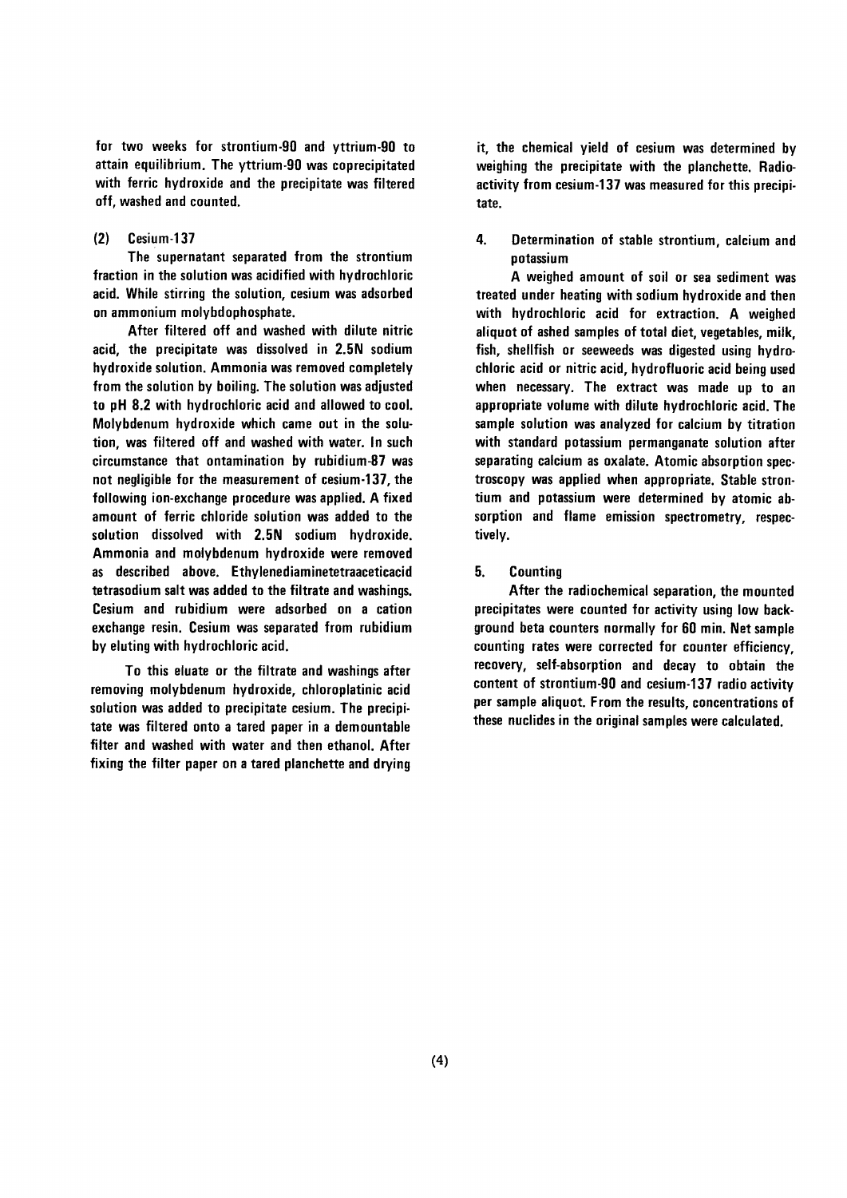for two weeks for strontium-90 and yttrium-90 to attain equilibrium. The yttrium-90 was coprecipitated with ferric hydroxide and the precipitate was filtered off, washed and counted.

### (2) Cesium-137

The supernatant separated from the strontium fraction in the solution was acidified with hydrochloric acid. While stirring the solution, cesium was adsorbed on ammonium molybdophosphate.

After filtered off and washed with dilute nitric acid, the precipitate was dissolved in 2.5N sodium hydroxide solution. Ammonia was removed completely from the solution by boiling. The solution was adjusted to pH 8.2 with hydrochloric acid and allowed to cool. Molybdenum hydroxide which came out in the solution, was filtered off and washed with water. In such circumstance that ontamination by rubidium-87 was not negligible for the measurement of cesium-137, the following ion-exchange procedure was applied. A fixed amount of ferric chloride solution was added to the solution dissolved with 2.5N sodium hydroxide. Ammonia and molybdenum hydroxide were removed as described above. Ethylenediaminetetraaceticacid tetrasodium salt was added to the filtrate and washings. Cesium and rubidium were adsorbed on a cation exchange resin. Cesium was separated from rubidium by eluting with hydrochloric acid.

To this eluate or the filtrate and washings after removing molybdenum hydroxide, chloroplatinic acid solution was added to precipitate cesium. The precipitate was filtered onto a tared paper in a demountable filter and washed with water and then ethanol. After fixing the filter paper on a tared planchette and drying it, the chemical yield of cesium was determined by weighing the precipitate with the planchette. Radioactivity from cesium-137 was measured for this precipitate.

## 4. Determination of stable strontium, calcium and potassium

A weighed amount of soil or sea sediment was treated under heating with sodium hydroxide and then with hydrochloric acid for extraction. A weighed aliquot of ashed samples of total diet, vegetables, milk, fish, shellfish or seeweeds was digested using hydrochloric acid or nitric acid, hydrofluoric acid being used when necessary. The extract was made up to an appropriate volume with dilute hydrochloric acid. The sample solution was analyzed for calcium by titration with standard potassium permanganate solution after separating calcium as oxalate. Atomic absorption spectroscopy was applied when appropriate. Stable strontium and potassium were determined by atomic absorption and flame emission spectrometry, respectively.

## 5. Counting

After the radiochemical separation, the mounted precipitates were counted for activity using low background beta counters normally for 60 min. Net sample counting rates were corrected for counter efficiency, recovery, self-absorption and decay to obtain the content of strontium-90 and cesium-137 radio activity per sample aliquot. From the results, concentrations of these nuclides in the original samples were calculated.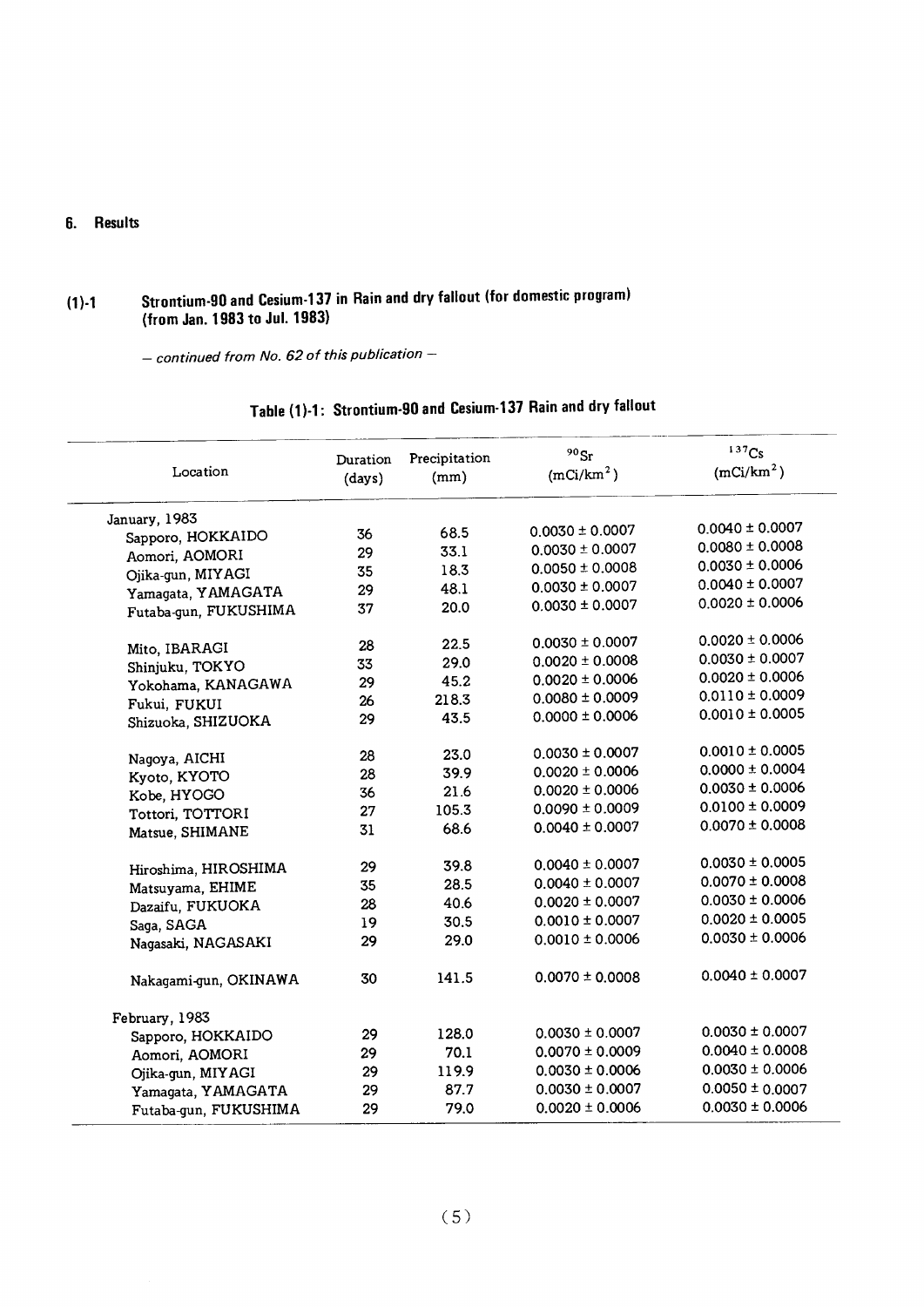## 6. Results

### (1)-1 Strontium-90 and Cesium-137 in Rain and dry fallout (for domestic program) (from Jan. 1983 to Jul. 1983)

*— continued from No. 62 of this publication —*

**Table (1)-1: Strontium-90 and Cesium-137 Rain and dry fallout**

| Location | Duration (days) | Precipitation (mm) | $^{90}Sr$ ($mCi/km^2$) | $^{137}Cs$ ($mCi/km^2$) |
|---|---|---|---|---|
| January, 1983 | | | | |
| Sapporo, HOKKAIDO | 36 | 68.5 | 0.0030 ± 0.0007 | 0.0040 ± 0.0007 |
| Aomori, AOMORI | 29 | 33.1 | 0.0030 ± 0.0007 | 0.0080 ± 0.0008 |
| Ojika-gun, MIYAGI | 35 | 18.3 | 0.0050 ± 0.0008 | 0.0030 ± 0.0006 |
| Yamagata, YAMAGATA | 29 | 48.1 | 0.0030 ± 0.0007 | 0.0040 ± 0.0007 |
| Futaba-gun, FUKUSHIMA | 37 | 20.0 | 0.0030 ± 0.0007 | 0.0020 ± 0.0006 |
| Mito, IBARAGI | 28 | 22.5 | 0.0030 ± 0.0007 | 0.0020 ± 0.0006 |
| Shinjuku, TOKYO | 33 | 29.0 | 0.0020 ± 0.0008 | 0.0030 ± 0.0007 |
| Yokohama, KANAGAWA | 29 | 45.2 | 0.0020 ± 0.0006 | 0.0020 ± 0.0006 |
| Fukui, FUKUI | 26 | 218.3 | 0.0080 ± 0.0009 | 0.0110 ± 0.0009 |
| Shizuoka, SHIZUOKA | 29 | 43.5 | 0.0000 ± 0.0006 | 0.0010 ± 0.0005 |
| Nagoya, AICHI | 28 | 23.0 | 0.0030 ± 0.0007 | 0.0010 ± 0.0005 |
| Kyoto, KYOTO | 28 | 39.9 | 0.0020 ± 0.0006 | 0.0000 ± 0.0004 |
| Kobe, HYOGO | 36 | 21.6 | 0.0020 ± 0.0006 | 0.0030 ± 0.0006 |
| Tottori, TOTTORI | 27 | 105.3 | 0.0090 ± 0.0009 | 0.0100 ± 0.0009 |
| Matsue, SHIMANE | 31 | 68.6 | 0.0040 ± 0.0007 | 0.0070 ± 0.0008 |
| Hiroshima, HIROSHIMA | 29 | 39.8 | 0.0040 ± 0.0007 | 0.0030 ± 0.0005 |
| Matsuyama, EHIME | 35 | 28.5 | 0.0040 ± 0.0007 | 0.0070 ± 0.0008 |
| Dazaifu, FUKUOKA | 28 | 40.6 | 0.0020 ± 0.0007 | 0.0030 ± 0.0006 |
| Saga, SAGA | 19 | 30.5 | 0.0010 ± 0.0007 | 0.0020 ± 0.0005 |
| Nagasaki, NAGASAKI | 29 | 29.0 | 0.0010 ± 0.0006 | 0.0030 ± 0.0006 |
| Nakagami-gun, OKINAWA | 30 | 141.5 | 0.0070 ± 0.0008 | 0.0040 ± 0.0007 |
| February, 1983 | | | | |
| Sapporo, HOKKAIDO | 29 | 128.0 | 0.0030 ± 0.0007 | 0.0030 ± 0.0007 |
| Aomori, AOMORI | 29 | 70.1 | 0.0070 ± 0.0009 | 0.0040 ± 0.0008 |
| Ojika-gun, MIYAGI | 29 | 119.9 | 0.0030 ± 0.0006 | 0.0030 ± 0.0006 |
| Yamagata, YAMAGATA | 29 | 87.7 | 0.0030 ± 0.0007 | 0.0050 ± 0.0007 |
| Futaba-gun, FUKUSHIMA | 29 | 79.0 | 0.0020 ± 0.0006 | 0.0030 ± 0.0006 |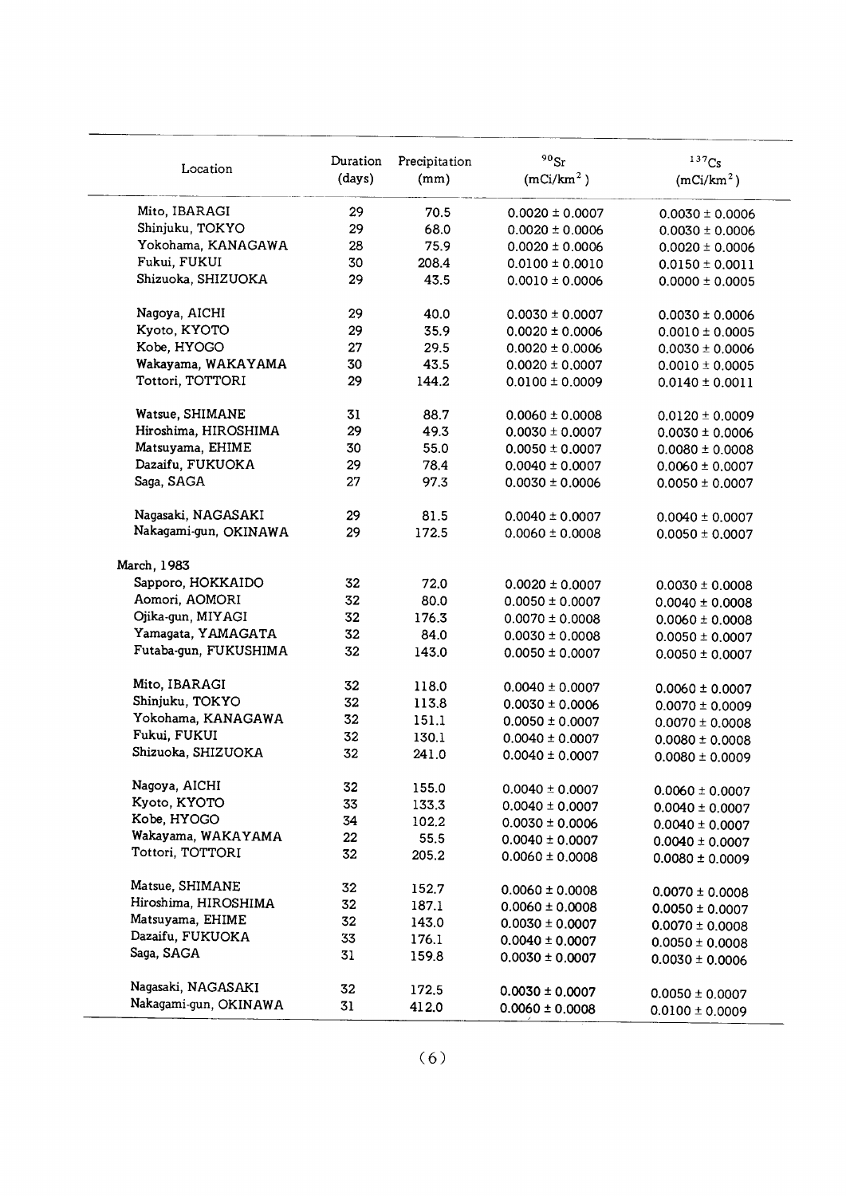| Location | Duration (days) | Precipitation (mm) | $^{90}Sr$ (mCi/km$^2$) | $^{137}Cs$ (mCi/km$^2$) |
|---|---|---|---|---|
| Mito, IBARAGI | 29 | 70.5 | 0.0020 ± 0.0007 | 0.0030 ± 0.0006 |
| Shinjuku, TOKYO | 29 | 68.0 | 0.0020 ± 0.0006 | 0.0030 ± 0.0006 |
| Yokohama, KANAGAWA | 28 | 75.9 | 0.0020 ± 0.0006 | 0.0020 ± 0.0006 |
| Fukui, FUKUI | 30 | 208.4 | 0.0100 ± 0.0010 | 0.0150 ± 0.0011 |
| Shizuoka, SHIZUOKA | 29 | 43.5 | 0.0010 ± 0.0006 | 0.0000 ± 0.0005 |
| Nagoya, AICHI | 29 | 40.0 | 0.0030 ± 0.0007 | 0.0030 ± 0.0006 |
| Kyoto, KYOTO | 29 | 35.9 | 0.0020 ± 0.0006 | 0.0010 ± 0.0005 |
| Kobe, HYOGO | 27 | 29.5 | 0.0020 ± 0.0006 | 0.0030 ± 0.0006 |
| Wakayama, WAKAYAMA | 30 | 43.5 | 0.0020 ± 0.0007 | 0.0010 ± 0.0005 |
| Tottori, TOTTORI | 29 | 144.2 | 0.0100 ± 0.0009 | 0.0140 ± 0.0011 |
| Watsue, SHIMANE | 31 | 88.7 | 0.0060 ± 0.0008 | 0.0120 ± 0.0009 |
| Hiroshima, HIROSHIMA | 29 | 49.3 | 0.0030 ± 0.0007 | 0.0030 ± 0.0006 |
| Matsuyama, EHIME | 30 | 55.0 | 0.0050 ± 0.0007 | 0.0080 ± 0.0008 |
| Dazaifu, FUKUOKA | 29 | 78.4 | 0.0040 ± 0.0007 | 0.0060 ± 0.0007 |
| Saga, SAGA | 27 | 97.3 | 0.0030 ± 0.0006 | 0.0050 ± 0.0007 |
| Nagasaki, NAGASAKI | 29 | 81.5 | 0.0040 ± 0.0007 | 0.0040 ± 0.0007 |
| Nakagami-gun, OKINAWA | 29 | 172.5 | 0.0060 ± 0.0008 | 0.0050 ± 0.0007 |
| March, 1983 | | | | |
| Sapporo, HOKKAIDO | 32 | 72.0 | 0.0020 ± 0.0007 | 0.0030 ± 0.0008 |
| Aomori, AOMORI | 32 | 80.0 | 0.0050 ± 0.0007 | 0.0040 ± 0.0008 |
| Ojika-gun, MIYAGI | 32 | 176.3 | 0.0070 ± 0.0008 | 0.0060 ± 0.0008 |
| Yamagata, YAMAGATA | 32 | 84.0 | 0.0030 ± 0.0008 | 0.0050 ± 0.0007 |
| Futaba-gun, FUKUSHIMA | 32 | 143.0 | 0.0050 ± 0.0007 | 0.0050 ± 0.0007 |
| Mito, IBARAGI | 32 | 118.0 | 0.0040 ± 0.0007 | 0.0060 ± 0.0007 |
| Shinjuku, TOKYO | 32 | 113.8 | 0.0030 ± 0.0006 | 0.0070 ± 0.0009 |
| Yokohama, KANAGAWA | 32 | 151.1 | 0.0050 ± 0.0007 | 0.0070 ± 0.0008 |
| Fukui, FUKUI | 32 | 130.1 | 0.0040 ± 0.0007 | 0.0080 ± 0.0008 |
| Shizuoka, SHIZUOKA | 32 | 241.0 | 0.0040 ± 0.0007 | 0.0080 ± 0.0009 |
| Nagoya, AICHI | 32 | 155.0 | 0.0040 ± 0.0007 | 0.0060 ± 0.0007 |
| Kyoto, KYOTO | 33 | 133.3 | 0.0040 ± 0.0007 | 0.0040 ± 0.0007 |
| Kobe, HYOGO | 34 | 102.2 | 0.0030 ± 0.0006 | 0.0040 ± 0.0007 |
| Wakayama, WAKAYAMA | 22 | 55.5 | 0.0040 ± 0.0007 | 0.0040 ± 0.0007 |
| Tottori, TOTTORI | 32 | 205.2 | 0.0060 ± 0.0008 | 0.0080 ± 0.0009 |
| Matsue, SHIMANE | 32 | 152.7 | 0.0060 ± 0.0008 | 0.0070 ± 0.0008 |
| Hiroshima, HIROSHIMA | 32 | 187.1 | 0.0060 ± 0.0008 | 0.0050 ± 0.0007 |
| Matsuyama, EHIME | 32 | 143.0 | 0.0030 ± 0.0007 | 0.0070 ± 0.0008 |
| Dazaifu, FUKUOKA | 33 | 176.1 | 0.0040 ± 0.0007 | 0.0050 ± 0.0008 |
| Saga, SAGA | 31 | 159.8 | 0.0030 ± 0.0007 | 0.0030 ± 0.0006 |
| Nagasaki, NAGASAKI | 32 | 172.5 | 0.0030 ± 0.0007 | 0.0050 ± 0.0007 |
| Nakagami-gun, OKINAWA | 31 | 412.0 | 0.0060 ± 0.0008 | 0.0100 ± 0.0009 |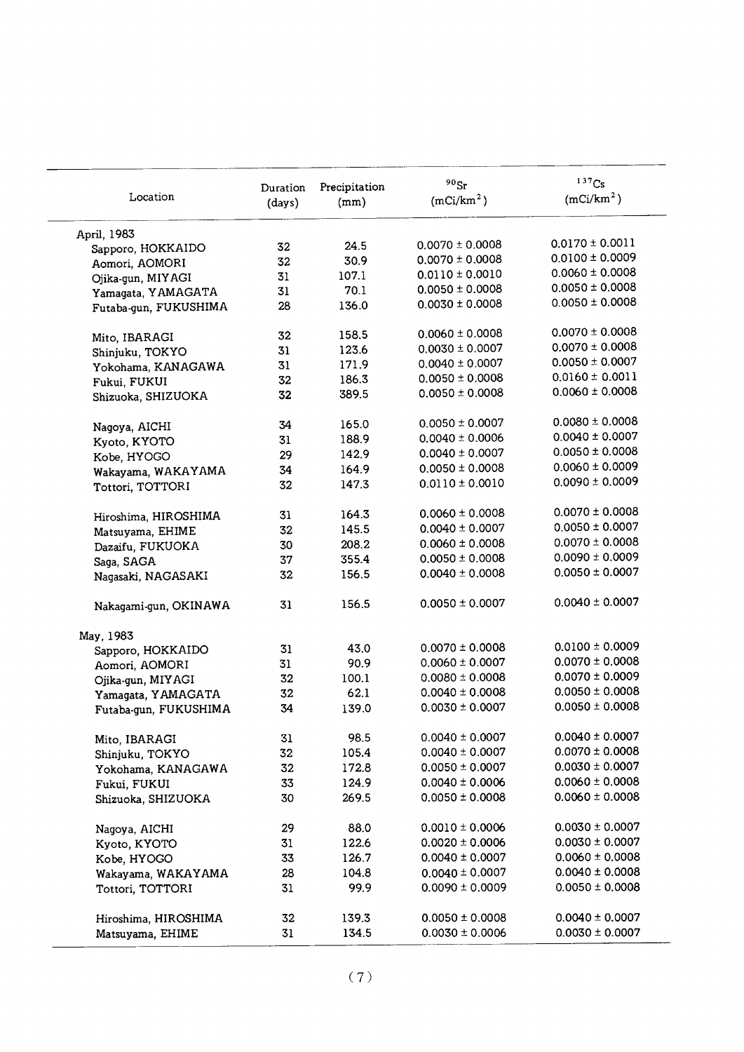| Location | Duration (days) | Precipitation (mm) | $^{90}Sr$ (mCi/km$^2$) | $^{137}Cs$ (mCi/km$^2$) |
|---|---|---|---|---|
| April, 1983 | | | | |
| Sapporo, HOKKAIDO | 32 | 24.5 | 0.0070 ± 0.0008 | 0.0170 ± 0.0011 |
| Aomori, AOMORI | 32 | 30.9 | 0.0070 ± 0.0008 | 0.0100 ± 0.0009 |
| Ojika-gun, MIYAGI | 31 | 107.1 | 0.0110 ± 0.0010 | 0.0060 ± 0.0008 |
| Yamagata, YAMAGATA | 31 | 70.1 | 0.0050 ± 0.0008 | 0.0050 ± 0.0008 |
| Futaba-gun, FUKUSHIMA | 28 | 136.0 | 0.0030 ± 0.0008 | 0.0050 ± 0.0008 |
| Mito, IBARAGI | 32 | 158.5 | 0.0060 ± 0.0008 | 0.0070 ± 0.0008 |
| Shinjuku, TOKYO | 31 | 123.6 | 0.0030 ± 0.0007 | 0.0070 ± 0.0008 |
| Yokohama, KANAGAWA | 31 | 171.9 | 0.0040 ± 0.0007 | 0.0050 ± 0.0007 |
| Fukui, FUKUI | 32 | 186.3 | 0.0050 ± 0.0008 | 0.0160 ± 0.0011 |
| Shizuoka, SHIZUOKA | 32 | 389.5 | 0.0050 ± 0.0008 | 0.0060 ± 0.0008 |
| Nagoya, AICHI | 34 | 165.0 | 0.0050 ± 0.0007 | 0.0080 ± 0.0008 |
| Kyoto, KYOTO | 31 | 188.9 | 0.0040 ± 0.0006 | 0.0040 ± 0.0007 |
| Kobe, HYOGO | 29 | 142.9 | 0.0040 ± 0.0007 | 0.0050 ± 0.0008 |
| Wakayama, WAKAYAMA | 34 | 164.9 | 0.0050 ± 0.0008 | 0.0060 ± 0.0009 |
| Tottori, TOTTORI | 32 | 147.3 | 0.0110 ± 0.0010 | 0.0090 ± 0.0009 |
| Hiroshima, HIROSHIMA | 31 | 164.3 | 0.0060 ± 0.0008 | 0.0070 ± 0.0008 |
| Matsuyama, EHIME | 32 | 145.5 | 0.0040 ± 0.0007 | 0.0050 ± 0.0007 |
| Dazaifu, FUKUOKA | 30 | 208.2 | 0.0060 ± 0.0008 | 0.0070 ± 0.0008 |
| Saga, SAGA | 37 | 355.4 | 0.0050 ± 0.0008 | 0.0090 ± 0.0009 |
| Nagasaki, NAGASAKI | 32 | 156.5 | 0.0040 ± 0.0008 | 0.0050 ± 0.0007 |
| Nakagami-gun, OKINAWA | 31 | 156.5 | 0.0050 ± 0.0007 | 0.0040 ± 0.0007 |
| May, 1983 | | | | |
| Sapporo, HOKKAIDO | 31 | 43.0 | 0.0070 ± 0.0008 | 0.0100 ± 0.0009 |
| Aomori, AOMORI | 31 | 90.9 | 0.0060 ± 0.0007 | 0.0070 ± 0.0008 |
| Ojika-gun, MIYAGI | 32 | 100.1 | 0.0080 ± 0.0008 | 0.0070 ± 0.0009 |
| Yamagata, YAMAGATA | 32 | 62.1 | 0.0040 ± 0.0008 | 0.0050 ± 0.0008 |
| Futaba-gun, FUKUSHIMA | 34 | 139.0 | 0.0030 ± 0.0007 | 0.0050 ± 0.0008 |
| Mito, IBARAGI | 31 | 98.5 | 0.0040 ± 0.0007 | 0.0040 ± 0.0007 |
| Shinjuku, TOKYO | 32 | 105.4 | 0.0040 ± 0.0007 | 0.0070 ± 0.0008 |
| Yokohama, KANAGAWA | 32 | 172.8 | 0.0050 ± 0.0007 | 0.0030 ± 0.0007 |
| Fukui, FUKUI | 33 | 124.9 | 0.0040 ± 0.0006 | 0.0060 ± 0.0008 |
| Shizuoka, SHIZUOKA | 30 | 269.5 | 0.0050 ± 0.0008 | 0.0060 ± 0.0008 |
| Nagoya, AICHI | 29 | 88.0 | 0.0010 ± 0.0006 | 0.0030 ± 0.0007 |
| Kyoto, KYOTO | 31 | 122.6 | 0.0020 ± 0.0006 | 0.0030 ± 0.0007 |
| Kobe, HYOGO | 33 | 126.7 | 0.0040 ± 0.0007 | 0.0060 ± 0.0008 |
| Wakayama, WAKAYAMA | 28 | 104.8 | 0.0040 ± 0.0007 | 0.0040 ± 0.0008 |
| Tottori, TOTTORI | 31 | 99.9 | 0.0090 ± 0.0009 | 0.0050 ± 0.0008 |
| Hiroshima, HIROSHIMA | 32 | 139.3 | 0.0050 ± 0.0008 | 0.0040 ± 0.0007 |
| Matsuyama, EHIME | 31 | 134.5 | 0.0030 ± 0.0006 | 0.0030 ± 0.0007 |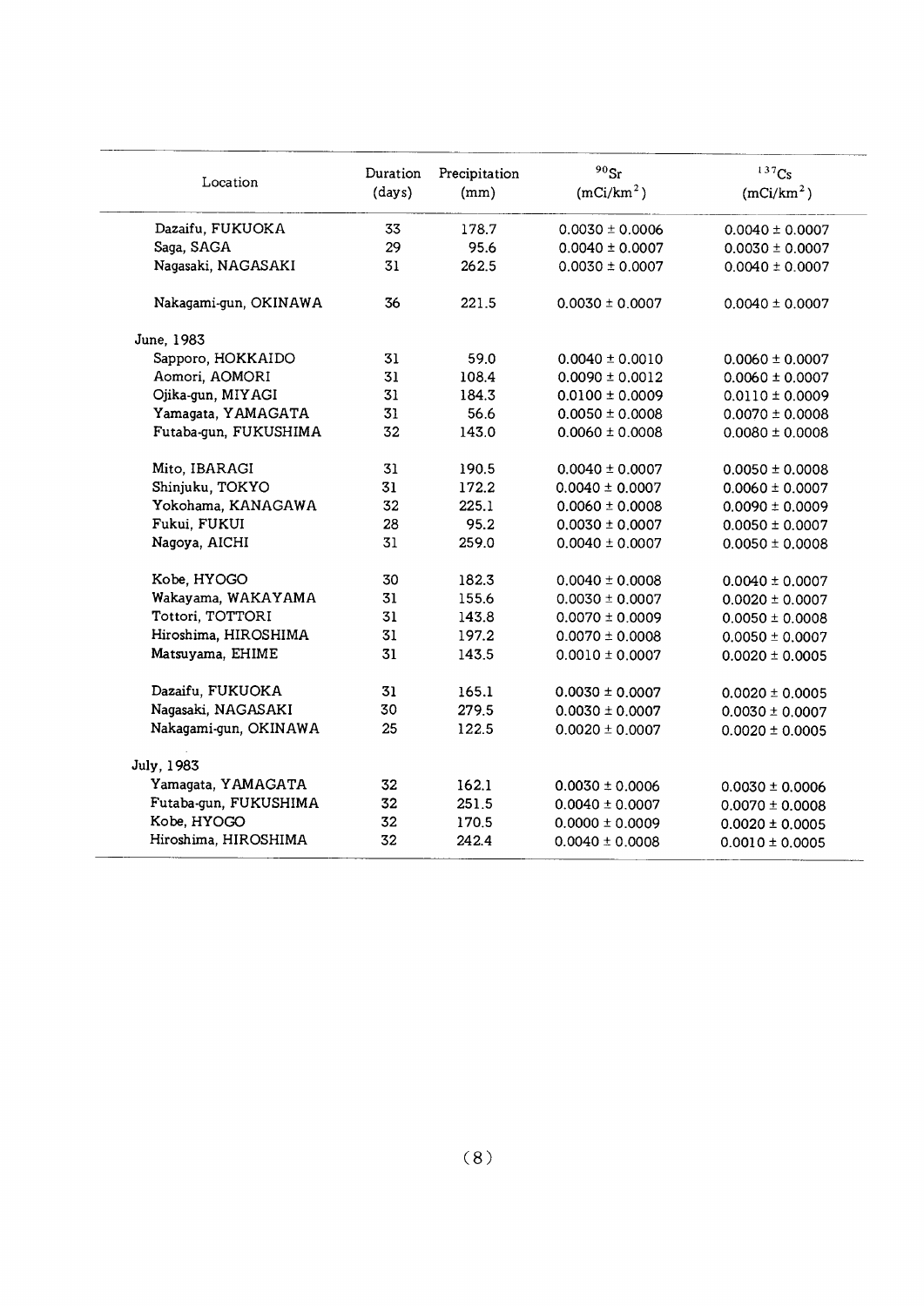| Location | Duration (days) | Precipitation (mm) | $^{90}Sr$ ($mCi/km^2$) | $^{137}Cs$ ($mCi/km^2$) |
|---|---|---|---|---|
| Dazaifu, FUKUOKA | 33 | 178.7 | 0.0030 ± 0.0006 | 0.0040 ± 0.0007 |
| Saga, SAGA | 29 | 95.6 | 0.0040 ± 0.0007 | 0.0030 ± 0.0007 |
| Nagasaki, NAGASAKI | 31 | 262.5 | 0.0030 ± 0.0007 | 0.0040 ± 0.0007 |
| Nakagami-gun, OKINAWA | 36 | 221.5 | 0.0030 ± 0.0007 | 0.0040 ± 0.0007 |
| June, 1983 | | | | |
| Sapporo, HOKKAIDO | 31 | 59.0 | 0.0040 ± 0.0010 | 0.0060 ± 0.0007 |
| Aomori, AOMORI | 31 | 108.4 | 0.0090 ± 0.0012 | 0.0060 ± 0.0007 |
| Ojika-gun, MIYAGI | 31 | 184.3 | 0.0100 ± 0.0009 | 0.0110 ± 0.0009 |
| Yamagata, YAMAGATA | 31 | 56.6 | 0.0050 ± 0.0008 | 0.0070 ± 0.0008 |
| Futaba-gun, FUKUSHIMA | 32 | 143.0 | 0.0060 ± 0.0008 | 0.0080 ± 0.0008 |
| Mito, IBARAGI | 31 | 190.5 | 0.0040 ± 0.0007 | 0.0050 ± 0.0008 |
| Shinjuku, TOKYO | 31 | 172.2 | 0.0040 ± 0.0007 | 0.0060 ± 0.0007 |
| Yokohama, KANAGAWA | 32 | 225.1 | 0.0060 ± 0.0008 | 0.0090 ± 0.0009 |
| Fukui, FUKUI | 28 | 95.2 | 0.0030 ± 0.0007 | 0.0050 ± 0.0007 |
| Nagoya, AICHI | 31 | 259.0 | 0.0040 ± 0.0007 | 0.0050 ± 0.0008 |
| Kobe, HYOGO | 30 | 182.3 | 0.0040 ± 0.0008 | 0.0040 ± 0.0007 |
| Wakayama, WAKAYAMA | 31 | 155.6 | 0.0030 ± 0.0007 | 0.0020 ± 0.0007 |
| Tottori, TOTTORI | 31 | 143.8 | 0.0070 ± 0.0009 | 0.0050 ± 0.0008 |
| Hiroshima, HIROSHIMA | 31 | 197.2 | 0.0070 ± 0.0008 | 0.0050 ± 0.0007 |
| Matsuyama, EHIME | 31 | 143.5 | 0.0010 ± 0.0007 | 0.0020 ± 0.0005 |
| Dazaifu, FUKUOKA | 31 | 165.1 | 0.0030 ± 0.0007 | 0.0020 ± 0.0005 |
| Nagasaki, NAGASAKI | 30 | 279.5 | 0.0030 ± 0.0007 | 0.0030 ± 0.0007 |
| Nakagami-gun, OKINAWA | 25 | 122.5 | 0.0020 ± 0.0007 | 0.0020 ± 0.0005 |
| July, 1983 | | | | |
| Yamagata, YAMAGATA | 32 | 162.1 | 0.0030 ± 0.0006 | 0.0030 ± 0.0006 |
| Futaba-gun, FUKUSHIMA | 32 | 251.5 | 0.0040 ± 0.0007 | 0.0070 ± 0.0008 |
| Kobe, HYOGO | 32 | 170.5 | 0.0000 ± 0.0009 | 0.0020 ± 0.0005 |
| Hiroshima, HIROSHIMA | 32 | 242.4 | 0.0040 ± 0.0008 | 0.0010 ± 0.0005 |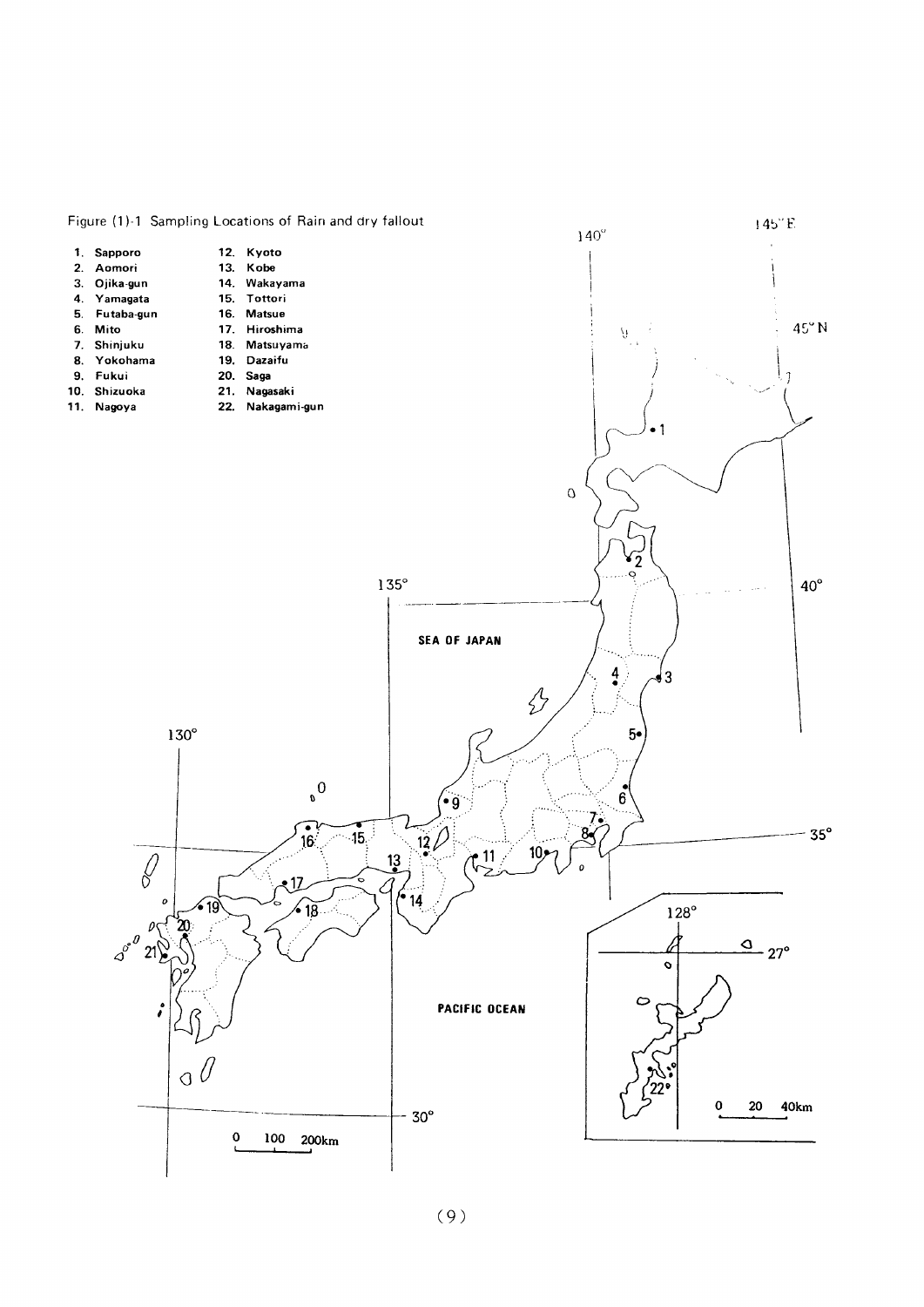Figure (1)-1 Sampling Locations of Rain and dry fallout

1. Sapporo
2. Aomori
3. Ojika-gun
4. Yamagata
5. Futaba-gun
6. Mito
7. Shinjuku
8. Yokohama
9. Fukui
10. Shizuoka
11. Nagoya
12. Kyoto
13. Kobe
14. Wakayama
15. Tottori
16. Matsue
17. Hiroshima
18. Matsuyama
19. Dazaifu
20. Saga
21. Nagasaki
22. Nakagami-gun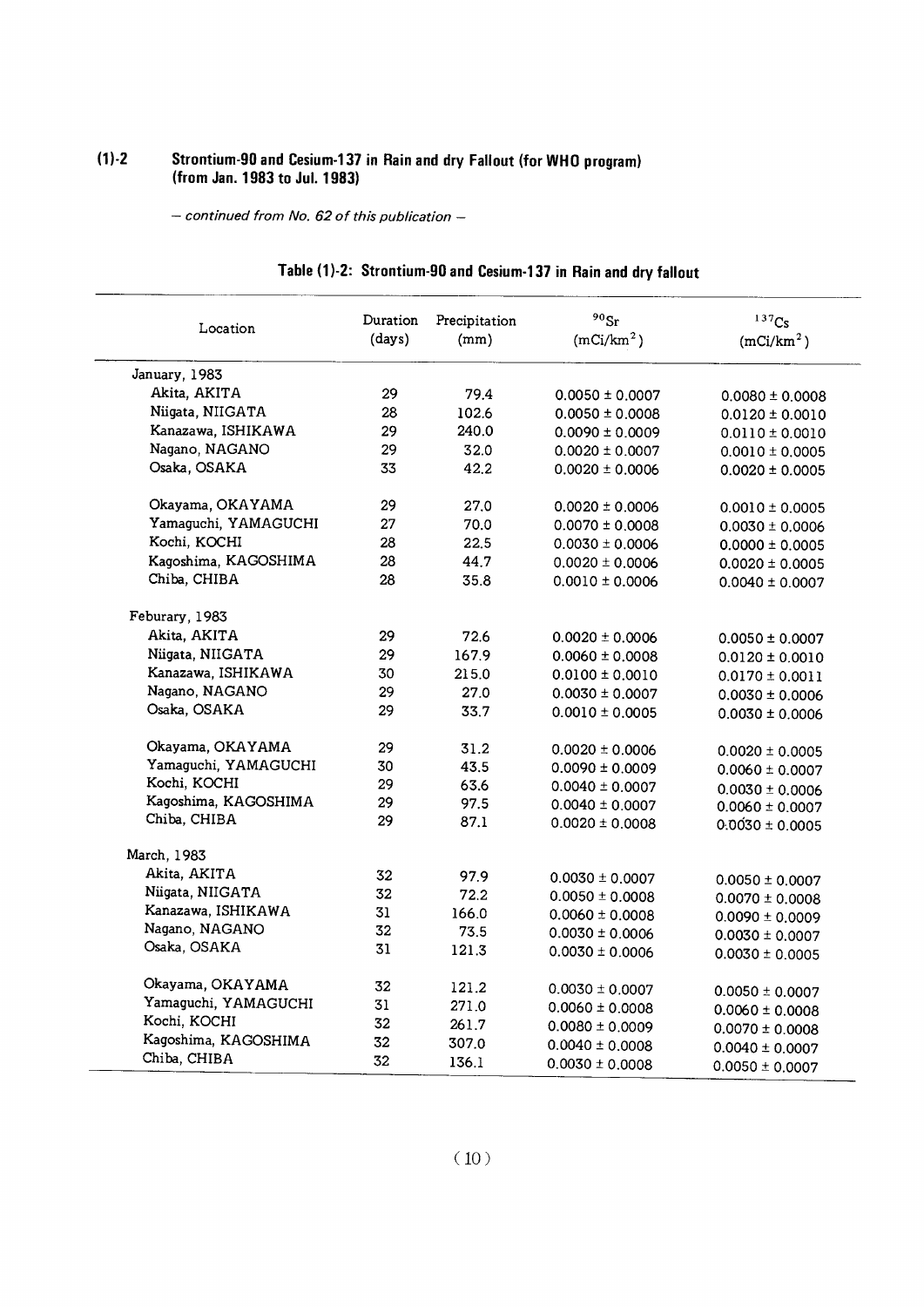## (1)-2 Strontium-90 and Cesium-137 in Rain and dry Fallout (for WHO program) (from Jan. 1983 to Jul. 1983)

*– continued from No. 62 of this publication –*

### Table (1)-2: Strontium-90 and Cesium-137 in Rain and dry fallout

| Location | Duration (days) | Precipitation (mm) | $^{90}Sr$ ($mCi/km^2$) | $^{137}Cs$ ($mCi/km^2$) |
|---|---|---|---|---|
| January, 1983 | | | | |
| Akita, AKITA | 29 | 79.4 | 0.0050 ± 0.0007 | 0.0080 ± 0.0008 |
| Niigata, NIIGATA | 28 | 102.6 | 0.0050 ± 0.0008 | 0.0120 ± 0.0010 |
| Kanazawa, ISHIKAWA | 29 | 240.0 | 0.0090 ± 0.0009 | 0.0110 ± 0.0010 |
| Nagano, NAGANO | 29 | 32.0 | 0.0020 ± 0.0007 | 0.0010 ± 0.0005 |
| Osaka, OSAKA | 33 | 42.2 | 0.0020 ± 0.0006 | 0.0020 ± 0.0005 |
| Okayama, OKAYAMA | 29 | 27.0 | 0.0020 ± 0.0006 | 0.0010 ± 0.0005 |
| Yamaguchi, YAMAGUCHI | 27 | 70.0 | 0.0070 ± 0.0008 | 0.0030 ± 0.0006 |
| Kochi, KOCHI | 28 | 22.5 | 0.0030 ± 0.0006 | 0.0000 ± 0.0005 |
| Kagoshima, KAGOSHIMA | 28 | 44.7 | 0.0020 ± 0.0006 | 0.0020 ± 0.0005 |
| Chiba, CHIBA | 28 | 35.8 | 0.0010 ± 0.0006 | 0.0040 ± 0.0007 |
| Feburary, 1983 | | | | |
| Akita, AKITA | 29 | 72.6 | 0.0020 ± 0.0006 | 0.0050 ± 0.0007 |
| Niigata, NIIGATA | 29 | 167.9 | 0.0060 ± 0.0008 | 0.0120 ± 0.0010 |
| Kanazawa, ISHIKAWA | 30 | 215.0 | 0.0100 ± 0.0010 | 0.0170 ± 0.0011 |
| Nagano, NAGANO | 29 | 27.0 | 0.0030 ± 0.0007 | 0.0030 ± 0.0006 |
| Osaka, OSAKA | 29 | 33.7 | 0.0010 ± 0.0005 | 0.0030 ± 0.0006 |
| Okayama, OKAYAMA | 29 | 31.2 | 0.0020 ± 0.0006 | 0.0020 ± 0.0005 |
| Yamaguchi, YAMAGUCHI | 30 | 43.5 | 0.0090 ± 0.0009 | 0.0060 ± 0.0007 |
| Kochi, KOCHI | 29 | 63.6 | 0.0040 ± 0.0007 | 0.0030 ± 0.0006 |
| Kagoshima, KAGOSHIMA | 29 | 97.5 | 0.0040 ± 0.0007 | 0.0060 ± 0.0007 |
| Chiba, CHIBA | 29 | 87.1 | 0.0020 ± 0.0008 | 0.0030 ± 0.0005 |
| March, 1983 | | | | |
| Akita, AKITA | 32 | 97.9 | 0.0030 ± 0.0007 | 0.0050 ± 0.0007 |
| Niigata, NIIGATA | 32 | 72.2 | 0.0050 ± 0.0008 | 0.0070 ± 0.0008 |
| Kanazawa, ISHIKAWA | 31 | 166.0 | 0.0060 ± 0.0008 | 0.0090 ± 0.0009 |
| Nagano, NAGANO | 32 | 73.5 | 0.0030 ± 0.0006 | 0.0030 ± 0.0007 |
| Osaka, OSAKA | 31 | 121.3 | 0.0030 ± 0.0006 | 0.0030 ± 0.0005 |
| Okayama, OKAYAMA | 32 | 121.2 | 0.0030 ± 0.0007 | 0.0050 ± 0.0007 |
| Yamaguchi, YAMAGUCHI | 31 | 271.0 | 0.0060 ± 0.0008 | 0.0060 ± 0.0008 |
| Kochi, KOCHI | 32 | 261.7 | 0.0080 ± 0.0009 | 0.0070 ± 0.0008 |
| Kagoshima, KAGOSHIMA | 32 | 307.0 | 0.0040 ± 0.0008 | 0.0040 ± 0.0007 |
| Chiba, CHIBA | 32 | 136.1 | 0.0030 ± 0.0008 | 0.0050 ± 0.0007 |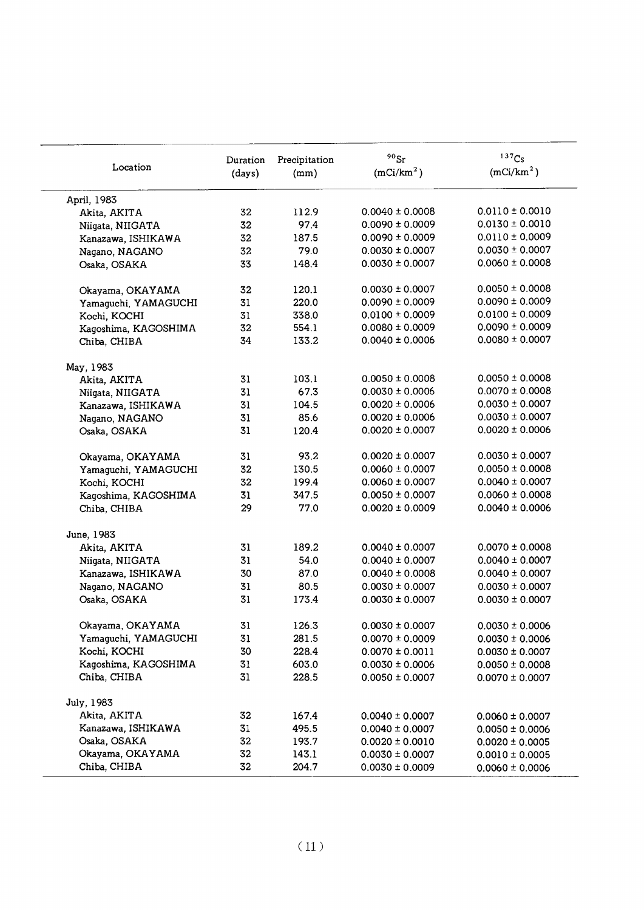| Location | Duration (days) | Precipitation (mm) | $^{90}Sr$ ($mCi/km^2$) | $^{137}Cs$ ($mCi/km^2$) |
|---|---|---|---|---|
| April, 1983 | | | | |
| Akita, AKITA | 32 | 112.9 | 0.0040 ± 0.0008 | 0.0110 ± 0.0010 |
| Niigata, NIIGATA | 32 | 97.4 | 0.0090 ± 0.0009 | 0.0130 ± 0.0010 |
| Kanazawa, ISHIKAWA | 32 | 187.5 | 0.0090 ± 0.0009 | 0.0110 ± 0.0009 |
| Nagano, NAGANO | 32 | 79.0 | 0.0030 ± 0.0007 | 0.0030 ± 0.0007 |
| Osaka, OSAKA | 33 | 148.4 | 0.0030 ± 0.0007 | 0.0060 ± 0.0008 |
| Okayama, OKAYAMA | 32 | 120.1 | 0.0030 ± 0.0007 | 0.0050 ± 0.0008 |
| Yamaguchi, YAMAGUCHI | 31 | 220.0 | 0.0090 ± 0.0009 | 0.0090 ± 0.0009 |
| Kochi, KOCHI | 31 | 338.0 | 0.0100 ± 0.0009 | 0.0100 ± 0.0009 |
| Kagoshima, KAGOSHIMA | 32 | 554.1 | 0.0080 ± 0.0009 | 0.0090 ± 0.0009 |
| Chiba, CHIBA | 34 | 133.2 | 0.0040 ± 0.0006 | 0.0080 ± 0.0007 |
| May, 1983 | | | | |
| Akita, AKITA | 31 | 103.1 | 0.0050 ± 0.0008 | 0.0050 ± 0.0008 |
| Niigata, NIIGATA | 31 | 67.3 | 0.0030 ± 0.0006 | 0.0070 ± 0.0008 |
| Kanazawa, ISHIKAWA | 31 | 104.5 | 0.0020 ± 0.0006 | 0.0030 ± 0.0007 |
| Nagano, NAGANO | 31 | 85.6 | 0.0020 ± 0.0006 | 0.0030 ± 0.0007 |
| Osaka, OSAKA | 31 | 120.4 | 0.0020 ± 0.0007 | 0.0020 ± 0.0006 |
| Okayama, OKAYAMA | 31 | 93.2 | 0.0020 ± 0.0007 | 0.0030 ± 0.0007 |
| Yamaguchi, YAMAGUCHI | 32 | 130.5 | 0.0060 ± 0.0007 | 0.0050 ± 0.0008 |
| Kochi, KOCHI | 32 | 199.4 | 0.0060 ± 0.0007 | 0.0040 ± 0.0007 |
| Kagoshima, KAGOSHIMA | 31 | 347.5 | 0.0050 ± 0.0007 | 0.0060 ± 0.0008 |
| Chiba, CHIBA | 29 | 77.0 | 0.0020 ± 0.0009 | 0.0040 ± 0.0006 |
| June, 1983 | | | | |
| Akita, AKITA | 31 | 189.2 | 0.0040 ± 0.0007 | 0.0070 ± 0.0008 |
| Niigata, NIIGATA | 31 | 54.0 | 0.0040 ± 0.0007 | 0.0040 ± 0.0007 |
| Kanazawa, ISHIKAWA | 30 | 87.0 | 0.0040 ± 0.0008 | 0.0040 ± 0.0007 |
| Nagano, NAGANO | 31 | 80.5 | 0.0030 ± 0.0007 | 0.0030 ± 0.0007 |
| Osaka, OSAKA | 31 | 173.4 | 0.0030 ± 0.0007 | 0.0030 ± 0.0007 |
| Okayama, OKAYAMA | 31 | 126.3 | 0.0030 ± 0.0007 | 0.0030 ± 0.0006 |
| Yamaguchi, YAMAGUCHI | 31 | 281.5 | 0.0070 ± 0.0009 | 0.0030 ± 0.0006 |
| Kochi, KOCHI | 30 | 228.4 | 0.0070 ± 0.0011 | 0.0030 ± 0.0007 |
| Kagoshima, KAGOSHIMA | 31 | 603.0 | 0.0030 ± 0.0006 | 0.0050 ± 0.0008 |
| Chiba, CHIBA | 31 | 228.5 | 0.0050 ± 0.0007 | 0.0070 ± 0.0007 |
| July, 1983 | | | | |
| Akita, AKITA | 32 | 167.4 | 0.0040 ± 0.0007 | 0.0060 ± 0.0007 |
| Kanazawa, ISHIKAWA | 31 | 495.5 | 0.0040 ± 0.0007 | 0.0050 ± 0.0006 |
| Osaka, OSAKA | 32 | 193.7 | 0.0020 ± 0.0010 | 0.0020 ± 0.0005 |
| Okayama, OKAYAMA | 32 | 143.1 | 0.0030 ± 0.0007 | 0.0010 ± 0.0005 |
| Chiba, CHIBA | 32 | 204.7 | 0.0030 ± 0.0009 | 0.0060 ± 0.0006 |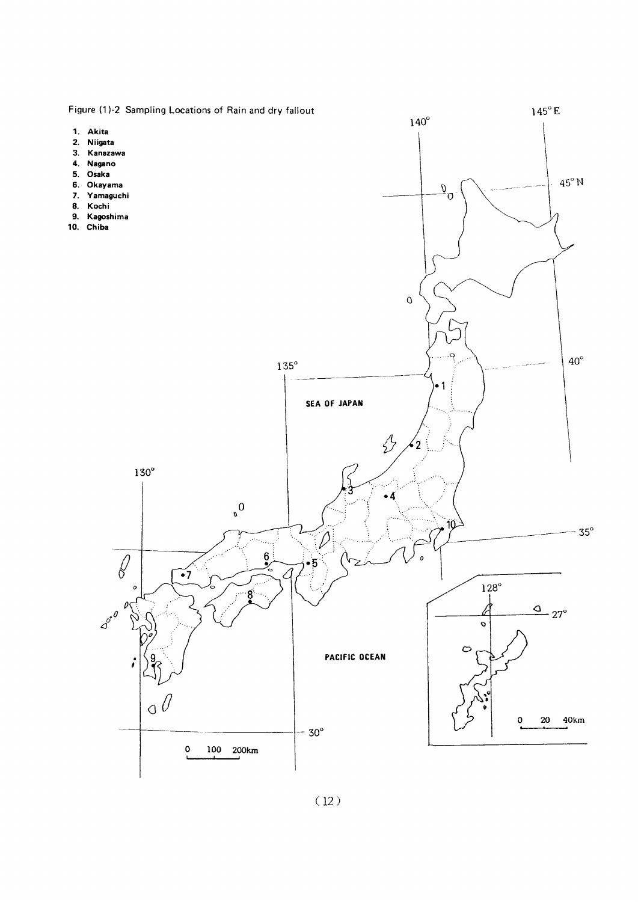Figure (1)-2 Sampling Locations of Rain and dry fallout

1. Akita
2. Niigata
3. Kanazawa
4. Nagano
5. Osaka
6. Okayama
7. Yamaguchi
8. Kochi
9. Kagoshima
10. Chiba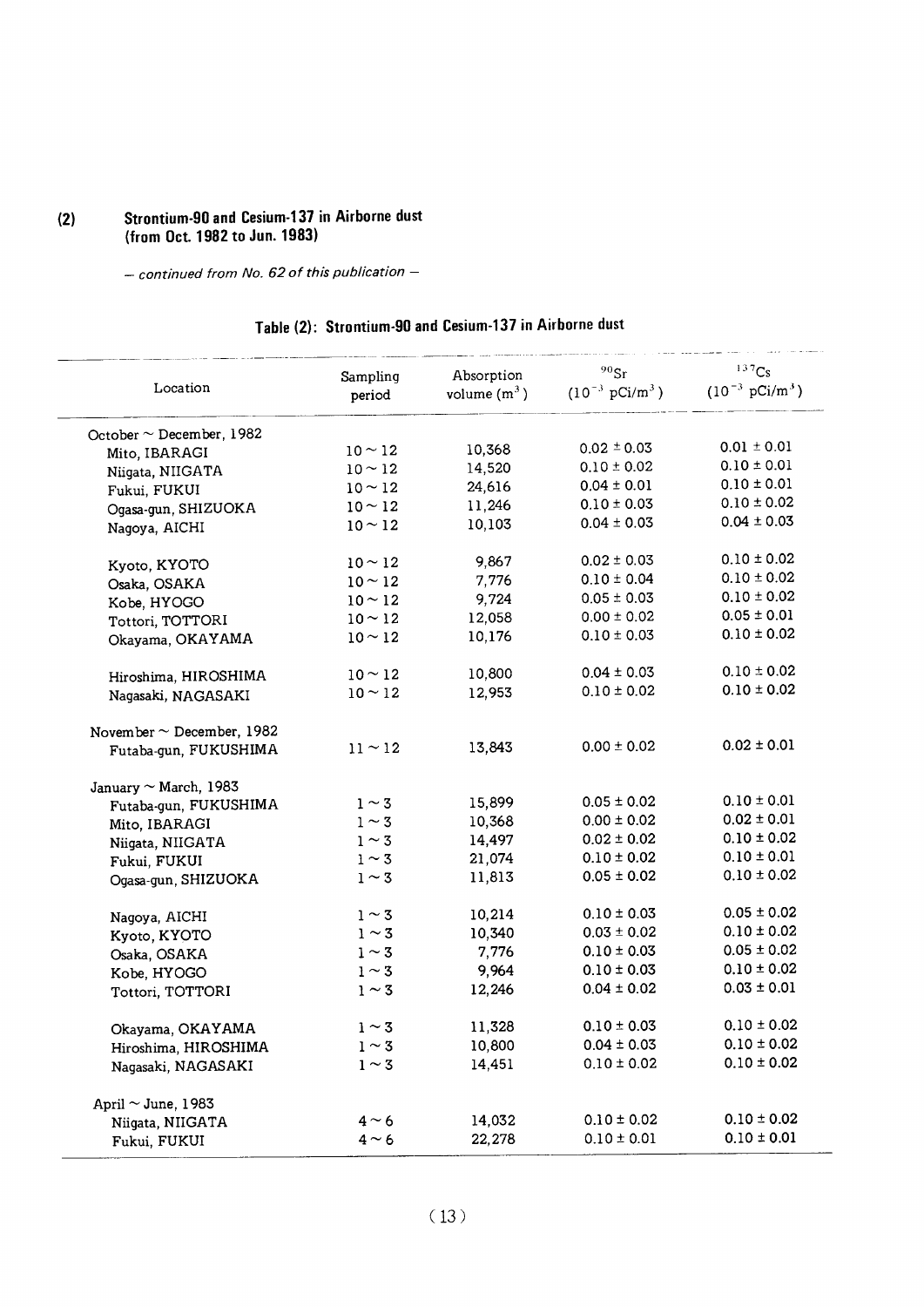## (2) Strontium-90 and Cesium-137 in Airborne dust (from Oct. 1982 to Jun. 1983)

*– continued from No. 62 of this publication –*

### Table (2): Strontium-90 and Cesium-137 in Airborne dust

| Location | Sampling period | Absorption volume ($m^3$) | $^{90}Sr$ ($10^{-3}$ pCi/$m^3$) | $^{137}Cs$ ($10^{-3}$ pCi/$m^3$) |
|---|---|---|---|---|
| October ~ December, 1982 | | | | |
| Mito, IBARAGI | 10 ~ 12 | 10,368 | 0.02 ± 0.03 | 0.01 ± 0.01 |
| Niigata, NIIGATA | 10 ~ 12 | 14,520 | 0.10 ± 0.02 | 0.10 ± 0.01 |
| Fukui, FUKUI | 10 ~ 12 | 24,616 | 0.04 ± 0.01 | 0.10 ± 0.01 |
| Ogasa-gun, SHIZUOKA | 10 ~ 12 | 11,246 | 0.10 ± 0.03 | 0.10 ± 0.02 |
| Nagoya, AICHI | 10 ~ 12 | 10,103 | 0.04 ± 0.03 | 0.04 ± 0.03 |
| Kyoto, KYOTO | 10 ~ 12 | 9,867 | 0.02 ± 0.03 | 0.10 ± 0.02 |
| Osaka, OSAKA | 10 ~ 12 | 7,776 | 0.10 ± 0.04 | 0.10 ± 0.02 |
| Kobe, HYOGO | 10 ~ 12 | 9,724 | 0.05 ± 0.03 | 0.10 ± 0.02 |
| Tottori, TOTTORI | 10 ~ 12 | 12,058 | 0.00 ± 0.02 | 0.05 ± 0.01 |
| Okayama, OKAYAMA | 10 ~ 12 | 10,176 | 0.10 ± 0.03 | 0.10 ± 0.02 |
| Hiroshima, HIROSHIMA | 10 ~ 12 | 10,800 | 0.04 ± 0.03 | 0.10 ± 0.02 |
| Nagasaki, NAGASAKI | 10 ~ 12 | 12,953 | 0.10 ± 0.02 | 0.10 ± 0.02 |
| November ~ December, 1982 | | | | |
| Futaba-gun, FUKUSHIMA | 11 ~ 12 | 13,843 | 0.00 ± 0.02 | 0.02 ± 0.01 |
| January ~ March, 1983 | | | | |
| Futaba-gun, FUKUSHIMA | 1 ~ 3 | 15,899 | 0.05 ± 0.02 | 0.10 ± 0.01 |
| Mito, IBARAGI | 1 ~ 3 | 10,368 | 0.00 ± 0.02 | 0.02 ± 0.01 |
| Niigata, NIIGATA | 1 ~ 3 | 14,497 | 0.02 ± 0.02 | 0.10 ± 0.02 |
| Fukui, FUKUI | 1 ~ 3 | 21,074 | 0.10 ± 0.02 | 0.10 ± 0.01 |
| Ogasa-gun, SHIZUOKA | 1 ~ 3 | 11,813 | 0.05 ± 0.02 | 0.10 ± 0.02 |
| Nagoya, AICHI | 1 ~ 3 | 10,214 | 0.10 ± 0.03 | 0.05 ± 0.02 |
| Kyoto, KYOTO | 1 ~ 3 | 10,340 | 0.03 ± 0.02 | 0.10 ± 0.02 |
| Osaka, OSAKA | 1 ~ 3 | 7,776 | 0.10 ± 0.03 | 0.05 ± 0.02 |
| Kobe, HYOGO | 1 ~ 3 | 9,964 | 0.10 ± 0.03 | 0.10 ± 0.02 |
| Tottori, TOTTORI | 1 ~ 3 | 12,246 | 0.04 ± 0.02 | 0.03 ± 0.01 |
| Okayama, OKAYAMA | 1 ~ 3 | 11,328 | 0.10 ± 0.03 | 0.10 ± 0.02 |
| Hiroshima, HIROSHIMA | 1 ~ 3 | 10,800 | 0.04 ± 0.03 | 0.10 ± 0.02 |
| Nagasaki, NAGASAKI | 1 ~ 3 | 14,451 | 0.10 ± 0.02 | 0.10 ± 0.02 |
| April ~ June, 1983 | | | | |
| Niigata, NIIGATA | 4 ~ 6 | 14,032 | 0.10 ± 0.02 | 0.10 ± 0.02 |
| Fukui, FUKUI | 4 ~ 6 | 22,278 | 0.10 ± 0.01 | 0.10 ± 0.01 |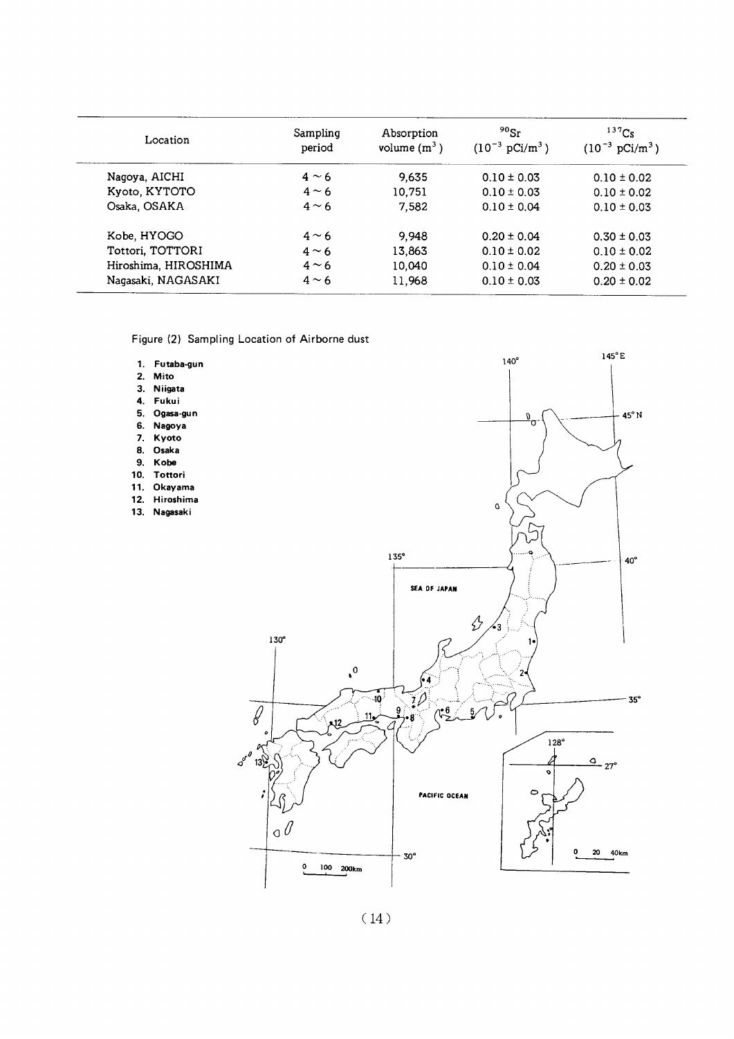| Location | Sampling period | Absorption volume ($m^3$) | $^{90}Sr$ ($10^{-3}$ pCi/$m^3$) | $^{137}Cs$ ($10^{-3}$ pCi/$m^3$) |
|---|---|---|---|---|
| Nagoya, AICHI | 4 ~ 6 | 9,635 | 0.10 ± 0.03 | 0.10 ± 0.02 |
| Kyoto, KYTOTO | 4 ~ 6 | 10,751 | 0.10 ± 0.03 | 0.10 ± 0.02 |
| Osaka, OSAKA | 4 ~ 6 | 7,582 | 0.10 ± 0.04 | 0.10 ± 0.03 |
| Kobe, HYOGO | 4 ~ 6 | 9,948 | 0.20 ± 0.04 | 0.30 ± 0.03 |
| Tottori, TOTTORI | 4 ~ 6 | 13,863 | 0.10 ± 0.02 | 0.10 ± 0.02 |
| Hiroshima, HIROSHIMA | 4 ~ 6 | 10,040 | 0.10 ± 0.04 | 0.20 ± 0.03 |
| Nagasaki, NAGASAKI | 4 ~ 6 | 11,968 | 0.10 ± 0.03 | 0.20 ± 0.02 |

Figure (2) Sampling Location of Airborne dust

1. Futaba-gun
2. Mito
3. Niigata
4. Fukui
5. Ogasa-gun
6. Nagoya
7. Kyoto
8. Osaka
9. Kobe
10. Tottori
11. Okayama
12. Hiroshima
13. Nagasaki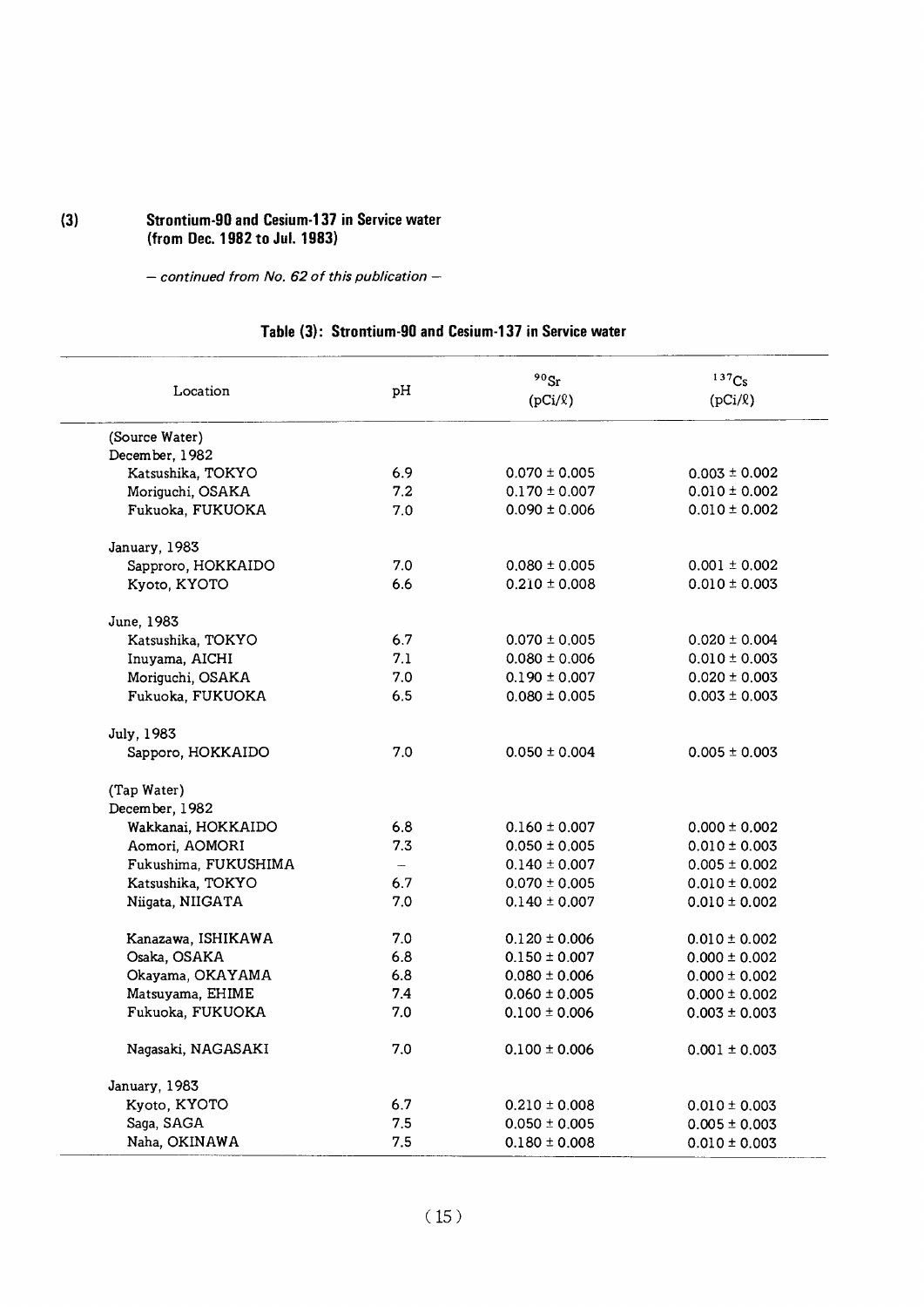## (3) Strontium-90 and Cesium-137 in Service water (from Dec. 1982 to Jul. 1983)

*– continued from No. 62 of this publication –*

### Table (3): Strontium-90 and Cesium-137 in Service water

| Location | pH | $^{90}Sr$ (pCi/ℓ) | $^{137}Cs$ (pCi/ℓ) |
|---|---|---|---|
| (Source Water) | | | |
| December, 1982 | | | |
| Katsushika, TOKYO | 6.9 | 0.070 ± 0.005 | 0.003 ± 0.002 |
| Moriguchi, OSAKA | 7.2 | 0.170 ± 0.007 | 0.010 ± 0.002 |
| Fukuoka, FUKUOKA | 7.0 | 0.090 ± 0.006 | 0.010 ± 0.002 |
| January, 1983 | | | |
| Sapproro, HOKKAIDO | 7.0 | 0.080 ± 0.005 | 0.001 ± 0.002 |
| Kyoto, KYOTO | 6.6 | 0.210 ± 0.008 | 0.010 ± 0.003 |
| June, 1983 | | | |
| Katsushika, TOKYO | 6.7 | 0.070 ± 0.005 | 0.020 ± 0.004 |
| Inuyama, AICHI | 7.1 | 0.080 ± 0.006 | 0.010 ± 0.003 |
| Moriguchi, OSAKA | 7.0 | 0.190 ± 0.007 | 0.020 ± 0.003 |
| Fukuoka, FUKUOKA | 6.5 | 0.080 ± 0.005 | 0.003 ± 0.003 |
| July, 1983 | | | |
| Sapporo, HOKKAIDO | 7.0 | 0.050 ± 0.004 | 0.005 ± 0.003 |
| (Tap Water) | | | |
| December, 1982 | | | |
| Wakkanai, HOKKAIDO | 6.8 | 0.160 ± 0.007 | 0.000 ± 0.002 |
| Aomori, AOMORI | 7.3 | 0.050 ± 0.005 | 0.010 ± 0.003 |
| Fukushima, FUKUSHIMA | – | 0.140 ± 0.007 | 0.005 ± 0.002 |
| Katsushika, TOKYO | 6.7 | 0.070 ± 0.005 | 0.010 ± 0.002 |
| Niigata, NIIGATA | 7.0 | 0.140 ± 0.007 | 0.010 ± 0.002 |
| Kanazawa, ISHIKAWA | 7.0 | 0.120 ± 0.006 | 0.010 ± 0.002 |
| Osaka, OSAKA | 6.8 | 0.150 ± 0.007 | 0.000 ± 0.002 |
| Okayama, OKAYAMA | 6.8 | 0.080 ± 0.006 | 0.000 ± 0.002 |
| Matsuyama, EHIME | 7.4 | 0.060 ± 0.005 | 0.000 ± 0.002 |
| Fukuoka, FUKUOKA | 7.0 | 0.100 ± 0.006 | 0.003 ± 0.003 |
| Nagasaki, NAGASAKI | 7.0 | 0.100 ± 0.006 | 0.001 ± 0.003 |
| January, 1983 | | | |
| Kyoto, KYOTO | 6.7 | 0.210 ± 0.008 | 0.010 ± 0.003 |
| Saga, SAGA | 7.5 | 0.050 ± 0.005 | 0.005 ± 0.003 |
| Naha, OKINAWA | 7.5 | 0.180 ± 0.008 | 0.010 ± 0.003 |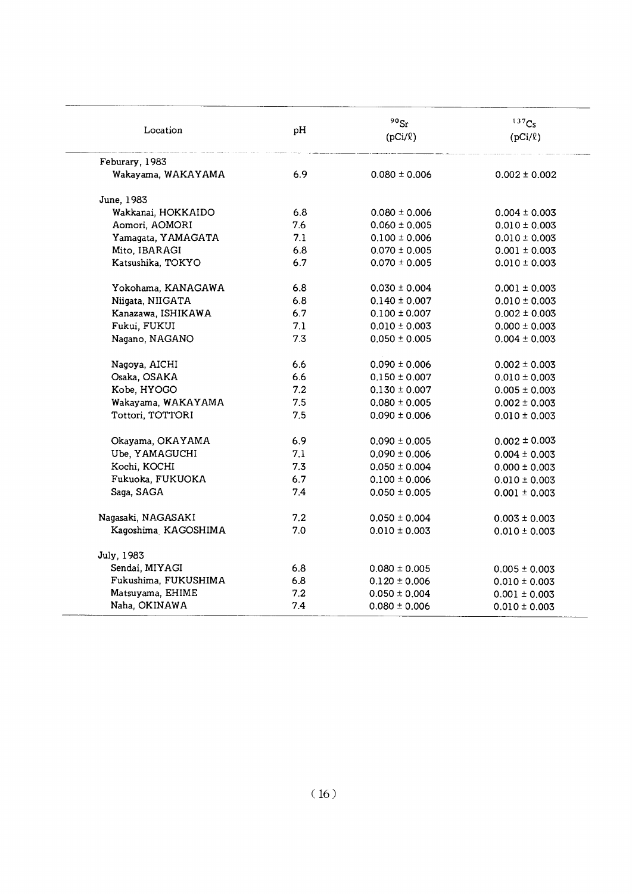| Location | pH | $^{90}Sr$ (pCi/ℓ) | $^{137}Cs$ (pCi/ℓ) |
|---|---|---|---|
| Feburary, 1983 | | | |
| Wakayama, WAKAYAMA | 6.9 | 0.080 ± 0.006 | 0.002 ± 0.002 |
| June, 1983 | | | |
| Wakkanai, HOKKAIDO | 6.8 | 0.080 ± 0.006 | 0.004 ± 0.003 |
| Aomori, AOMORI | 7.6 | 0.060 ± 0.005 | 0.010 ± 0.003 |
| Yamagata, YAMAGATA | 7.1 | 0.100 ± 0.006 | 0.010 ± 0.003 |
| Mito, IBARAGI | 6.8 | 0.070 ± 0.005 | 0.001 ± 0.003 |
| Katsushika, TOKYO | 6.7 | 0.070 ± 0.005 | 0.010 ± 0.003 |
| Yokohama, KANAGAWA | 6.8 | 0.030 ± 0.004 | 0.001 ± 0.003 |
| Niigata, NIIGATA | 6.8 | 0.140 ± 0.007 | 0.010 ± 0.003 |
| Kanazawa, ISHIKAWA | 6.7 | 0.100 ± 0.007 | 0.002 ± 0.003 |
| Fukui, FUKUI | 7.1 | 0.010 ± 0.003 | 0.000 ± 0.003 |
| Nagano, NAGANO | 7.3 | 0.050 ± 0.005 | 0.004 ± 0.003 |
| Nagoya, AICHI | 6.6 | 0.090 ± 0.006 | 0.002 ± 0.003 |
| Osaka, OSAKA | 6.6 | 0.150 ± 0.007 | 0.010 ± 0.003 |
| Kobe, HYOGO | 7.2 | 0.130 ± 0.007 | 0.005 ± 0.003 |
| Wakayama, WAKAYAMA | 7.5 | 0.080 ± 0.005 | 0.002 ± 0.003 |
| Tottori, TOTTORI | 7.5 | 0.090 ± 0.006 | 0.010 ± 0.003 |
| Okayama, OKAYAMA | 6.9 | 0.090 ± 0.005 | 0.002 ± 0.003 |
| Ube, YAMAGUCHI | 7.1 | 0.090 ± 0.006 | 0.004 ± 0.003 |
| Kochi, KOCHI | 7.3 | 0.050 ± 0.004 | 0.000 ± 0.003 |
| Fukuoka, FUKUOKA | 6.7 | 0.100 ± 0.006 | 0.010 ± 0.003 |
| Saga, SAGA | 7.4 | 0.050 ± 0.005 | 0.001 ± 0.003 |
| Nagasaki, NAGASAKI | 7.2 | 0.050 ± 0.004 | 0.003 ± 0.003 |
| Kagoshima, KAGOSHIMA | 7.0 | 0.010 ± 0.003 | 0.010 ± 0.003 |
| July, 1983 | | | |
| Sendai, MIYAGI | 6.8 | 0.080 ± 0.005 | 0.005 ± 0.003 |
| Fukushima, FUKUSHIMA | 6.8 | 0.120 ± 0.006 | 0.010 ± 0.003 |
| Matsuyama, EHIME | 7.2 | 0.050 ± 0.004 | 0.001 ± 0.003 |
| Naha, OKINAWA | 7.4 | 0.080 ± 0.006 | 0.010 ± 0.003 |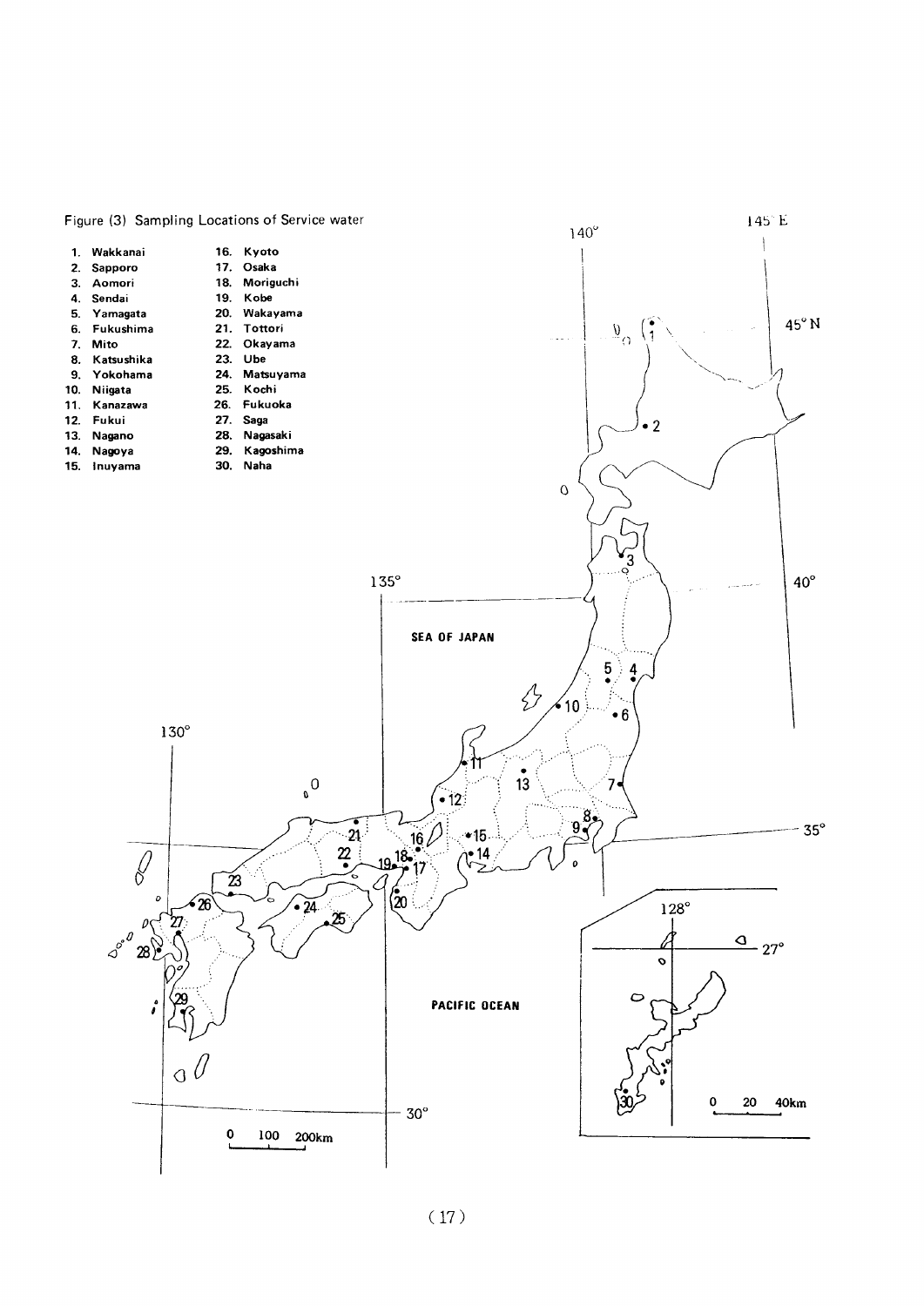Figure (3) Sampling Locations of Service water

1. Wakkanai
2. Sapporo
3. Aomori
4. Sendai
5. Yamagata
6. Fukushima
7. Mito
8. Katsushika
9. Yokohama
10. Niigata
11. Kanazawa
12. Fukui
13. Nagano
14. Nagoya
15. Inuyama
16. Kyoto
17. Osaka
18. Moriguchi
19. Kobe
20. Wakayama
21. Tottori
22. Okayama
23. Ube
24. Matsuyama
25. Kochi
26. Fukuoka
27. Saga
28. Nagasaki
29. Kagoshima
30. Naha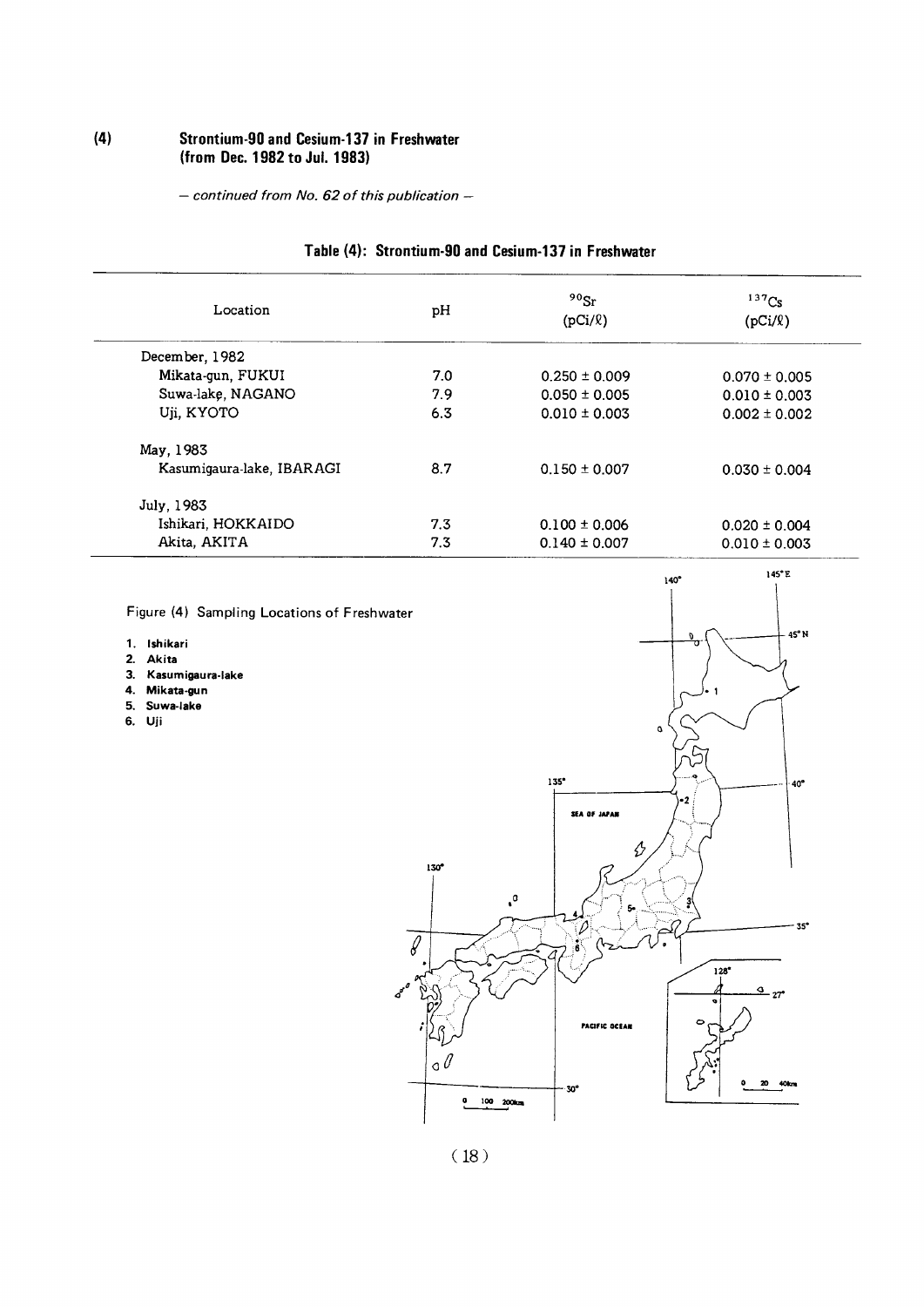## (4) Strontium-90 and Cesium-137 in Freshwater (from Dec. 1982 to Jul. 1983)

*— continued from No. 62 of this publication —*

### Table (4): Strontium-90 and Cesium-137 in Freshwater

| Location | pH | $^{90}Sr$ (pCi/ℓ) | $^{137}Cs$ (pCi/ℓ) |
|---|---|---|---|
| December, 1982 | | | |
| Mikata-gun, FUKUI | 7.0 | 0.250 ± 0.009 | 0.070 ± 0.005 |
| Suwa-lake, NAGANO | 7.9 | 0.050 ± 0.005 | 0.010 ± 0.003 |
| Uji, KYOTO | 6.3 | 0.010 ± 0.003 | 0.002 ± 0.002 |
| May, 1983 | | | |
| Kasumigaura-lake, IBARAGI | 8.7 | 0.150 ± 0.007 | 0.030 ± 0.004 |
| July, 1983 | | | |
| Ishikari, HOKKAIDO | 7.3 | 0.100 ± 0.006 | 0.020 ± 0.004 |
| Akita, AKITA | 7.3 | 0.140 ± 0.007 | 0.010 ± 0.003 |

Figure (4) Sampling Locations of Freshwater

1. Ishikari
2. Akita
3. Kasumigaura-lake
4. Mikata-gun
5. Suwa-lake
6. Uji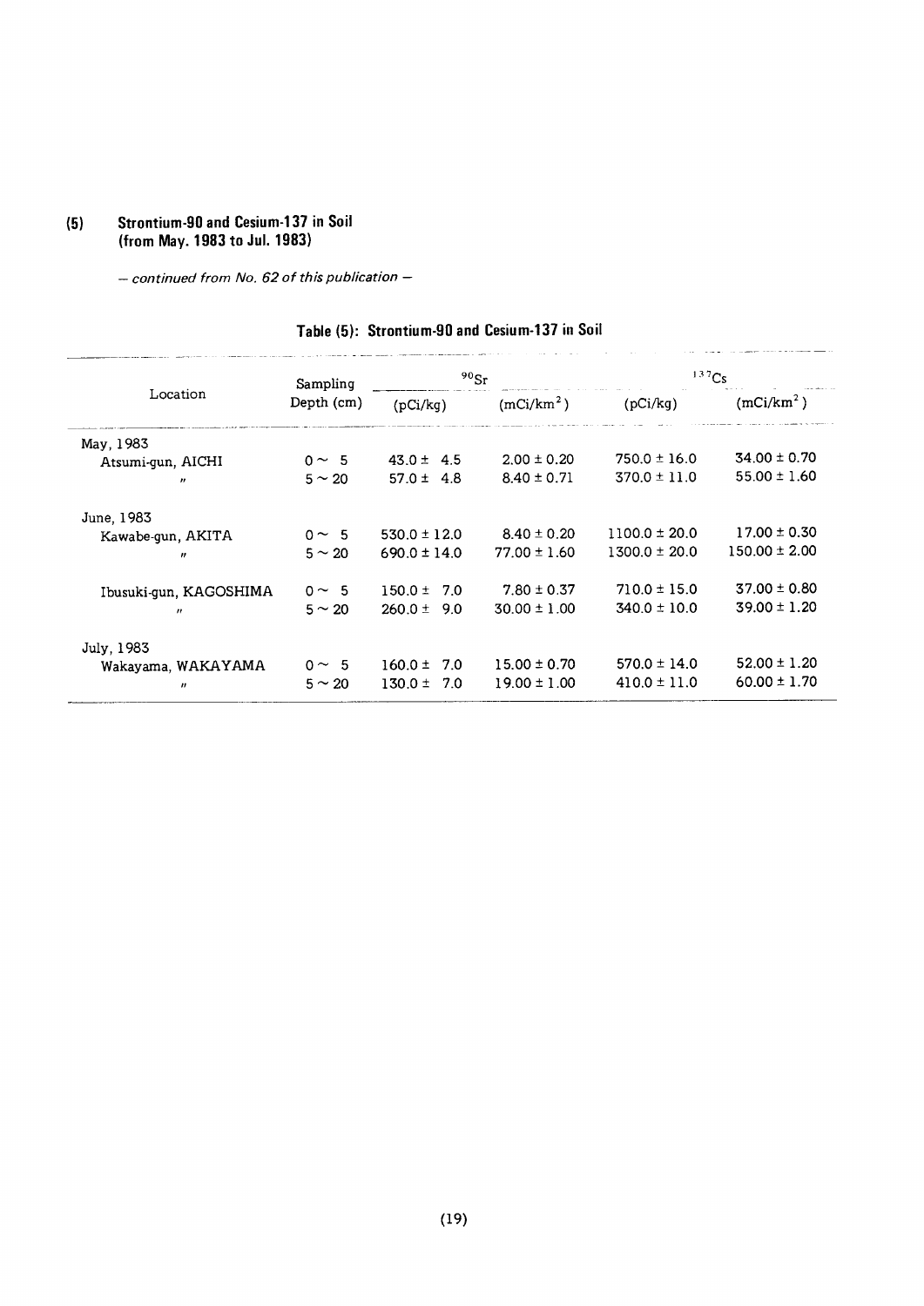## (5) Strontium-90 and Cesium-137 in Soil (from May. 1983 to Jul. 1983)

*– continued from No. 62 of this publication –*

### Table (5): Strontium-90 and Cesium-137 in Soil

| Location | Sampling Depth (cm) | $^{90}Sr$ | | $^{137}Cs$ | |
|---|---|---|---|---|---|
| | | (pCi/kg) | ($mCi/km^2$) | (pCi/kg) | ($mCi/km^2$) |
| May, 1983 | | | | | |
| Atsumi-gun, AICHI | 0 ~ 5 | 43.0 ± 4.5 | 2.00 ± 0.20 | 750.0 ± 16.0 | 34.00 ± 0.70 |
| 〃 | 5 ~ 20 | 57.0 ± 4.8 | 8.40 ± 0.71 | 370.0 ± 11.0 | 55.00 ± 1.60 |
| June, 1983 | | | | | |
| Kawabe-gun, AKITA | 0 ~ 5 | 530.0 ± 12.0 | 8.40 ± 0.20 | 1100.0 ± 20.0 | 17.00 ± 0.30 |
| 〃 | 5 ~ 20 | 690.0 ± 14.0 | 77.00 ± 1.60 | 1300.0 ± 20.0 | 150.00 ± 2.00 |
| Ibusuki-gun, KAGOSHIMA | 0 ~ 5 | 150.0 ± 7.0 | 7.80 ± 0.37 | 710.0 ± 15.0 | 37.00 ± 0.80 |
| 〃 | 5 ~ 20 | 260.0 ± 9.0 | 30.00 ± 1.00 | 340.0 ± 10.0 | 39.00 ± 1.20 |
| July, 1983 | | | | | |
| Wakayama, WAKAYAMA | 0 ~ 5 | 160.0 ± 7.0 | 15.00 ± 0.70 | 570.0 ± 14.0 | 52.00 ± 1.20 |
| 〃 | 5 ~ 20 | 130.0 ± 7.0 | 19.00 ± 1.00 | 410.0 ± 11.0 | 60.00 ± 1.70 |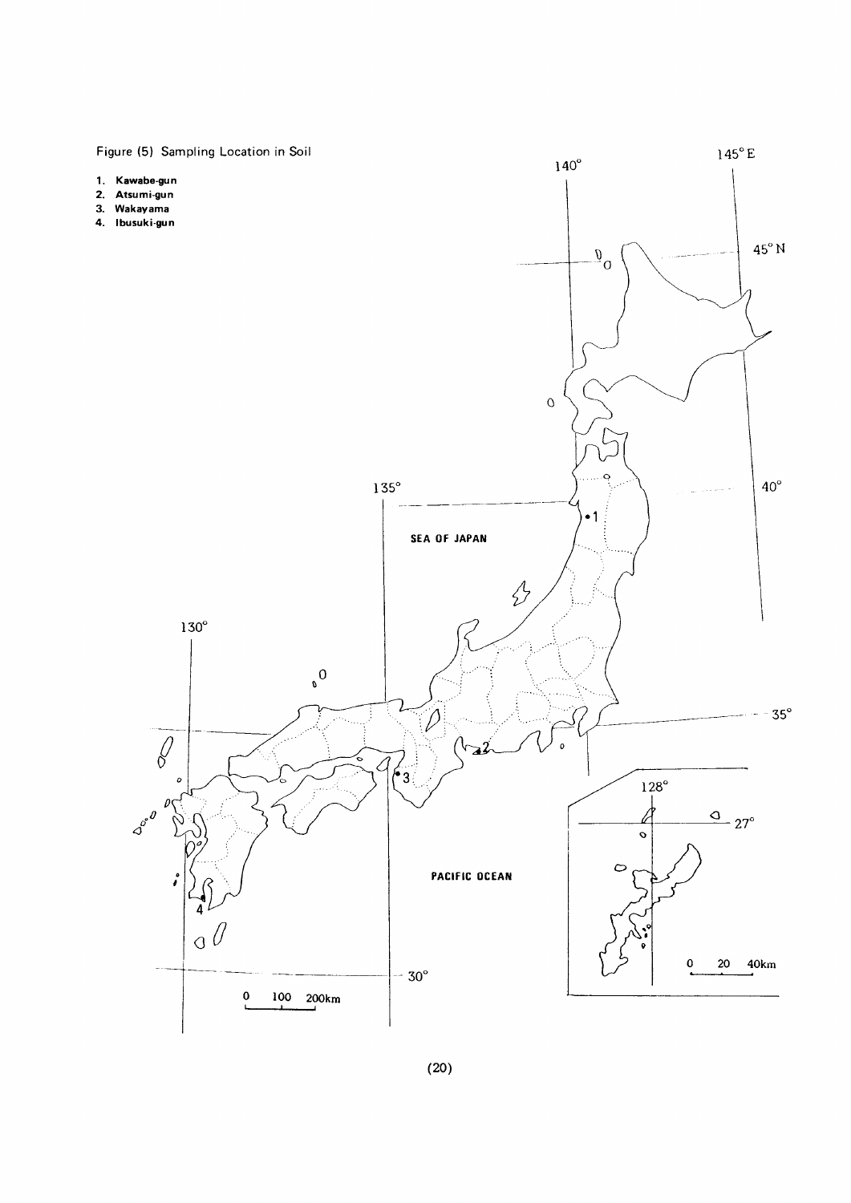Figure (5) Sampling Location in Soil

1. **Kawabe-gun**
2. **Atsumi-gun**
3. **Wakayama**
4. **Ibusuki-gun**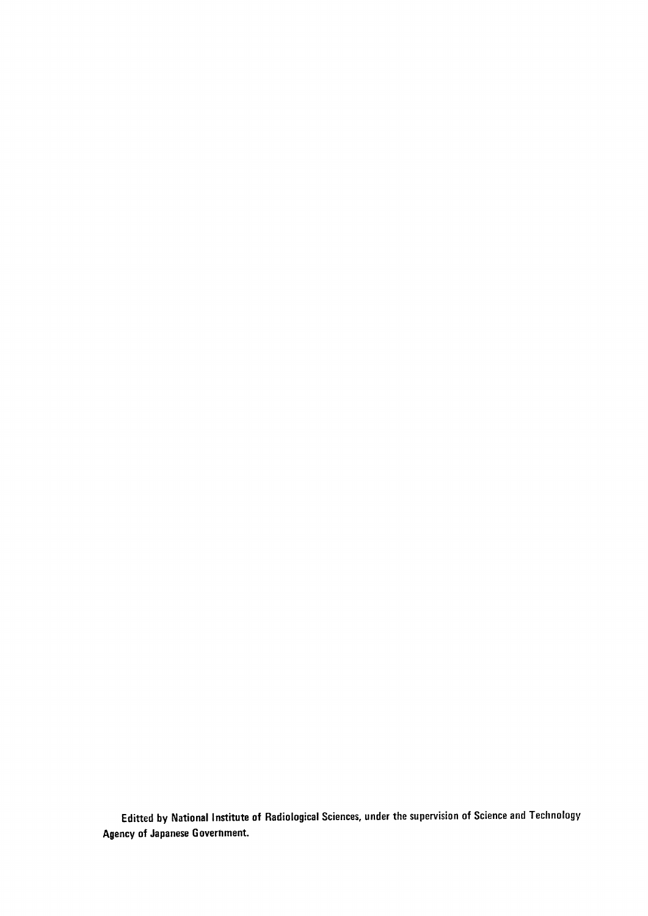Editted by National Institute of Radiological Sciences, under the supervision of Science and Technology Agency of Japanese Government.